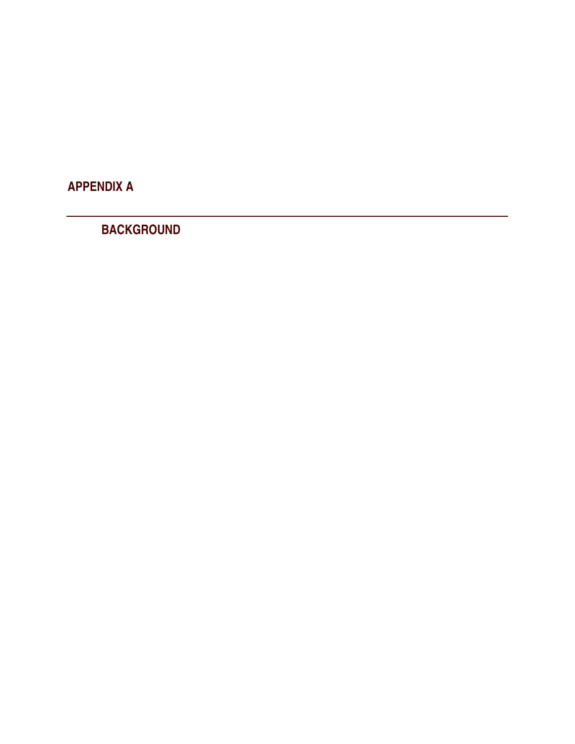# APPENDIX A

---

## BACKGROUND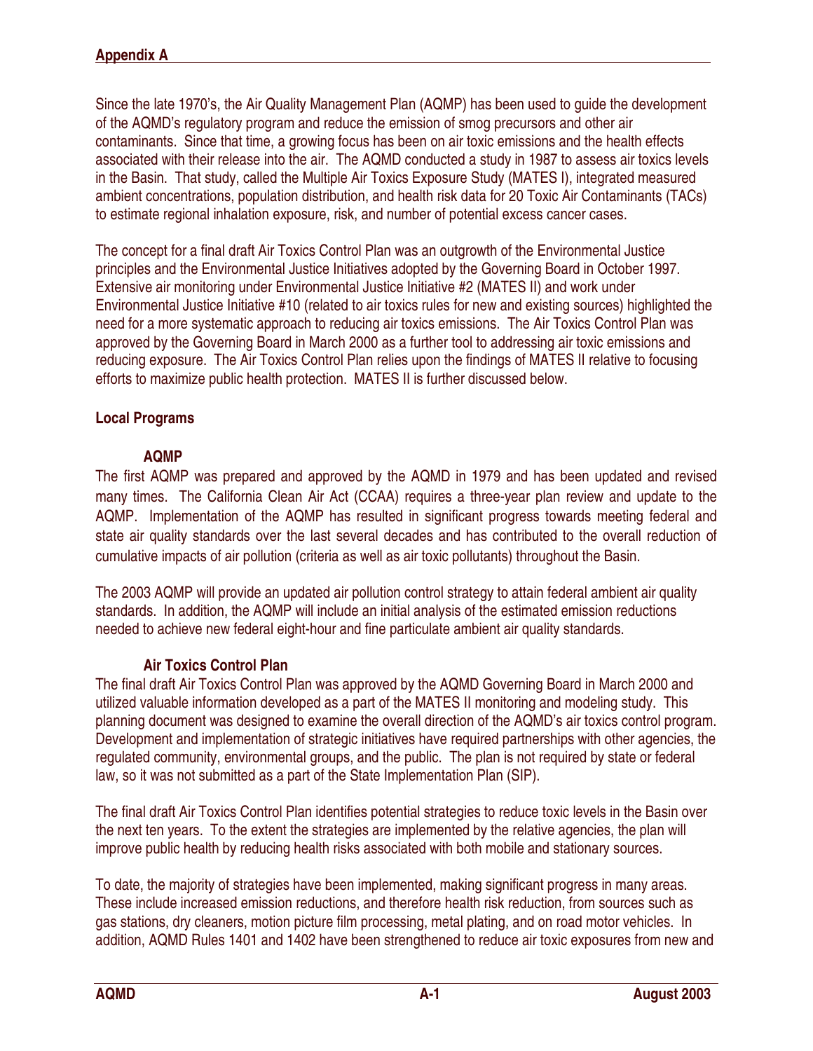Since the late 1970's, the Air Quality Management Plan (AQMP) has been used to guide the development of the AQMD's regulatory program and reduce the emission of smog precursors and other air contaminants. Since that time, a growing focus has been on air toxic emissions and the health effects associated with their release into the air. The AQMD conducted a study in 1987 to assess air toxics levels in the Basin. That study, called the Multiple Air Toxics Exposure Study (MATES I), integrated measured ambient concentrations, population distribution, and health risk data for 20 Toxic Air Contaminants (TACs) to estimate regional inhalation exposure, risk, and number of potential excess cancer cases.

The concept for a final draft Air Toxics Control Plan was an outgrowth of the Environmental Justice principles and the Environmental Justice Initiatives adopted by the Governing Board in October 1997. Extensive air monitoring under Environmental Justice Initiative #2 (MATES II) and work under Environmental Justice Initiative #10 (related to air toxics rules for new and existing sources) highlighted the need for a more systematic approach to reducing air toxics emissions. The Air Toxics Control Plan was approved by the Governing Board in March 2000 as a further tool to addressing air toxic emissions and reducing exposure. The Air Toxics Control Plan relies upon the findings of MATES II relative to focusing efforts to maximize public health protection. MATES II is further discussed below.

## Local Programs

### AQMP

The first AQMP was prepared and approved by the AQMD in 1979 and has been updated and revised many times. The California Clean Air Act (CCAA) requires a three-year plan review and update to the AQMP. Implementation of the AQMP has resulted in significant progress towards meeting federal and state air quality standards over the last several decades and has contributed to the overall reduction of cumulative impacts of air pollution (criteria as well as air toxic pollutants) throughout the Basin.

The 2003 AQMP will provide an updated air pollution control strategy to attain federal ambient air quality standards. In addition, the AQMP will include an initial analysis of the estimated emission reductions needed to achieve new federal eight-hour and fine particulate ambient air quality standards.

### Air Toxics Control Plan

The final draft Air Toxics Control Plan was approved by the AQMD Governing Board in March 2000 and utilized valuable information developed as a part of the MATES II monitoring and modeling study. This planning document was designed to examine the overall direction of the AQMD's air toxics control program. Development and implementation of strategic initiatives have required partnerships with other agencies, the regulated community, environmental groups, and the public. The plan is not required by state or federal law, so it was not submitted as a part of the State Implementation Plan (SIP).

The final draft Air Toxics Control Plan identifies potential strategies to reduce toxic levels in the Basin over the next ten years. To the extent the strategies are implemented by the relative agencies, the plan will improve public health by reducing health risks associated with both mobile and stationary sources.

To date, the majority of strategies have been implemented, making significant progress in many areas. These include increased emission reductions, and therefore health risk reduction, from sources such as gas stations, dry cleaners, motion picture film processing, metal plating, and on road motor vehicles. In addition, AQMD Rules 1401 and 1402 have been strengthened to reduce air toxic exposures from new and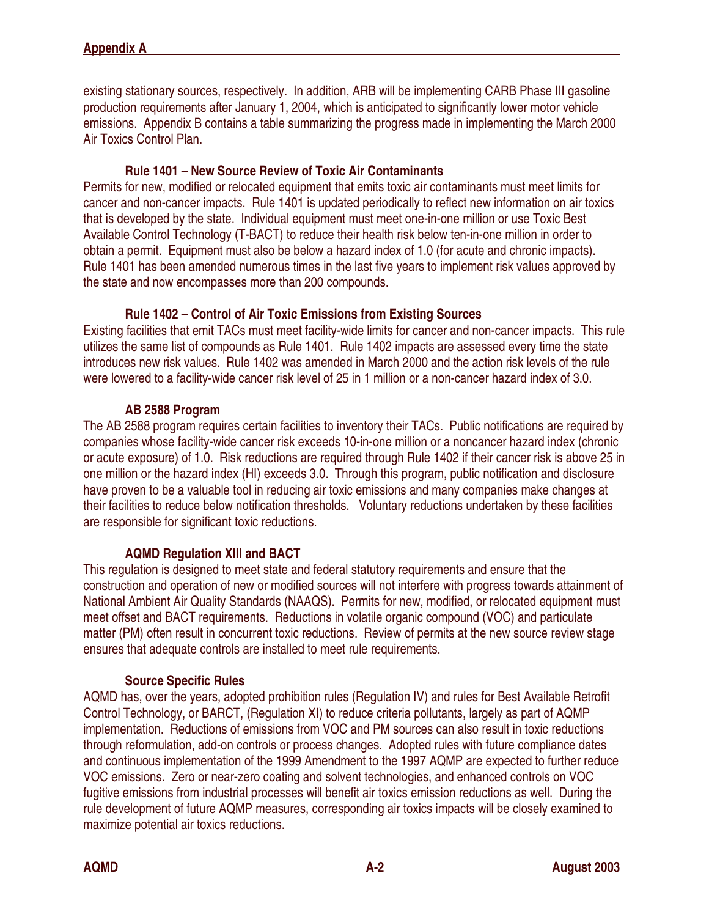existing stationary sources, respectively. In addition, ARB will be implementing CARB Phase III gasoline production requirements after January 1, 2004, which is anticipated to significantly lower motor vehicle emissions. Appendix B contains a table summarizing the progress made in implementing the March 2000 Air Toxics Control Plan.

### Rule 1401 – New Source Review of Toxic Air Contaminants

Permits for new, modified or relocated equipment that emits toxic air contaminants must meet limits for cancer and non-cancer impacts. Rule 1401 is updated periodically to reflect new information on air toxics that is developed by the state. Individual equipment must meet one-in-one million or use Toxic Best Available Control Technology (T-BACT) to reduce their health risk below ten-in-one million in order to obtain a permit. Equipment must also be below a hazard index of 1.0 (for acute and chronic impacts). Rule 1401 has been amended numerous times in the last five years to implement risk values approved by the state and now encompasses more than 200 compounds.

### Rule 1402 – Control of Air Toxic Emissions from Existing Sources

Existing facilities that emit TACs must meet facility-wide limits for cancer and non-cancer impacts. This rule utilizes the same list of compounds as Rule 1401. Rule 1402 impacts are assessed every time the state introduces new risk values. Rule 1402 was amended in March 2000 and the action risk levels of the rule were lowered to a facility-wide cancer risk level of 25 in 1 million or a non-cancer hazard index of 3.0.

### AB 2588 Program

The AB 2588 program requires certain facilities to inventory their TACs. Public notifications are required by companies whose facility-wide cancer risk exceeds 10-in-one million or a noncancer hazard index (chronic or acute exposure) of 1.0. Risk reductions are required through Rule 1402 if their cancer risk is above 25 in one million or the hazard index (HI) exceeds 3.0. Through this program, public notification and disclosure have proven to be a valuable tool in reducing air toxic emissions and many companies make changes at their facilities to reduce below notification thresholds. Voluntary reductions undertaken by these facilities are responsible for significant toxic reductions.

### AQMD Regulation XIII and BACT

This regulation is designed to meet state and federal statutory requirements and ensure that the construction and operation of new or modified sources will not interfere with progress towards attainment of National Ambient Air Quality Standards (NAAQS). Permits for new, modified, or relocated equipment must meet offset and BACT requirements. Reductions in volatile organic compound (VOC) and particulate matter (PM) often result in concurrent toxic reductions. Review of permits at the new source review stage ensures that adequate controls are installed to meet rule requirements.

### Source Specific Rules

AQMD has, over the years, adopted prohibition rules (Regulation IV) and rules for Best Available Retrofit Control Technology, or BARCT, (Regulation XI) to reduce criteria pollutants, largely as part of AQMP implementation. Reductions of emissions from VOC and PM sources can also result in toxic reductions through reformulation, add-on controls or process changes. Adopted rules with future compliance dates and continuous implementation of the 1999 Amendment to the 1997 AQMP are expected to further reduce VOC emissions. Zero or near-zero coating and solvent technologies, and enhanced controls on VOC fugitive emissions from industrial processes will benefit air toxics emission reductions as well. During the rule development of future AQMP measures, corresponding air toxics impacts will be closely examined to maximize potential air toxics reductions.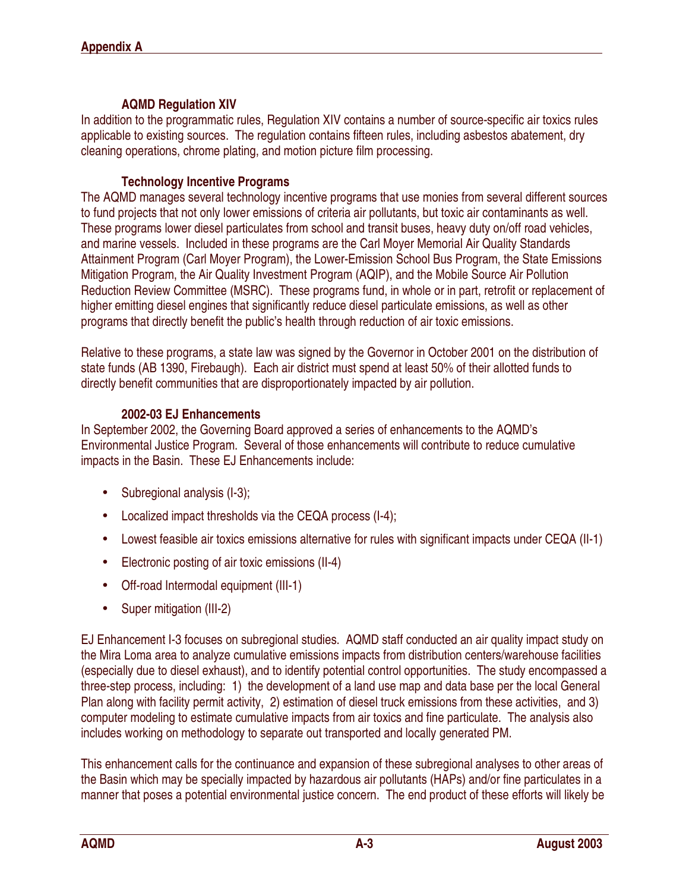### AQMD Regulation XIV

In addition to the programmatic rules, Regulation XIV contains a number of source-specific air toxics rules applicable to existing sources. The regulation contains fifteen rules, including asbestos abatement, dry cleaning operations, chrome plating, and motion picture film processing.

### Technology Incentive Programs

The AQMD manages several technology incentive programs that use monies from several different sources to fund projects that not only lower emissions of criteria air pollutants, but toxic air contaminants as well. These programs lower diesel particulates from school and transit buses, heavy duty on/off road vehicles, and marine vessels. Included in these programs are the Carl Moyer Memorial Air Quality Standards Attainment Program (Carl Moyer Program), the Lower-Emission School Bus Program, the State Emissions Mitigation Program, the Air Quality Investment Program (AQIP), and the Mobile Source Air Pollution Reduction Review Committee (MSRC). These programs fund, in whole or in part, retrofit or replacement of higher emitting diesel engines that significantly reduce diesel particulate emissions, as well as other programs that directly benefit the public's health through reduction of air toxic emissions.

Relative to these programs, a state law was signed by the Governor in October 2001 on the distribution of state funds (AB 1390, Firebaugh). Each air district must spend at least 50% of their allotted funds to directly benefit communities that are disproportionately impacted by air pollution.

### 2002-03 EJ Enhancements

In September 2002, the Governing Board approved a series of enhancements to the AQMD's Environmental Justice Program. Several of those enhancements will contribute to reduce cumulative impacts in the Basin. These EJ Enhancements include:

- Subregional analysis (I-3);
- Localized impact thresholds via the CEQA process (I-4);
- Lowest feasible air toxics emissions alternative for rules with significant impacts under CEQA (II-1)
- Electronic posting of air toxic emissions (II-4)
- Off-road Intermodal equipment (III-1)
- Super mitigation (III-2)

EJ Enhancement I-3 focuses on subregional studies. AQMD staff conducted an air quality impact study on the Mira Loma area to analyze cumulative emissions impacts from distribution centers/warehouse facilities (especially due to diesel exhaust), and to identify potential control opportunities. The study encompassed a three-step process, including: 1) the development of a land use map and data base per the local General Plan along with facility permit activity, 2) estimation of diesel truck emissions from these activities, and 3) computer modeling to estimate cumulative impacts from air toxics and fine particulate. The analysis also includes working on methodology to separate out transported and locally generated PM.

This enhancement calls for the continuance and expansion of these subregional analyses to other areas of the Basin which may be specially impacted by hazardous air pollutants (HAPs) and/or fine particulates in a manner that poses a potential environmental justice concern. The end product of these efforts will likely be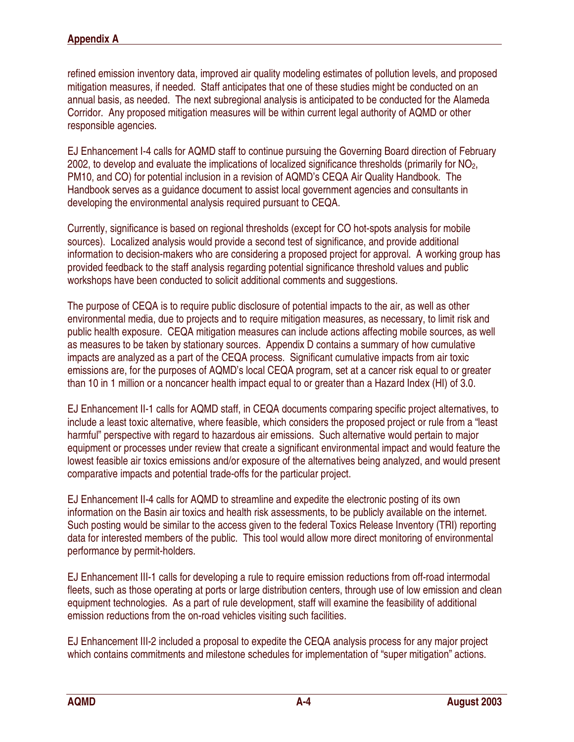refined emission inventory data, improved air quality modeling estimates of pollution levels, and proposed mitigation measures, if needed. Staff anticipates that one of these studies might be conducted on an annual basis, as needed. The next subregional analysis is anticipated to be conducted for the Alameda Corridor. Any proposed mitigation measures will be within current legal authority of AQMD or other responsible agencies.

EJ Enhancement I-4 calls for AQMD staff to continue pursuing the Governing Board direction of February 2002, to develop and evaluate the implications of localized significance thresholds (primarily for $NO_2$, PM10, and CO) for potential inclusion in a revision of AQMD's CEQA Air Quality Handbook. The Handbook serves as a guidance document to assist local government agencies and consultants in developing the environmental analysis required pursuant to CEQA.

Currently, significance is based on regional thresholds (except for CO hot-spots analysis for mobile sources). Localized analysis would provide a second test of significance, and provide additional information to decision-makers who are considering a proposed project for approval. A working group has provided feedback to the staff analysis regarding potential significance threshold values and public workshops have been conducted to solicit additional comments and suggestions.

The purpose of CEQA is to require public disclosure of potential impacts to the air, as well as other environmental media, due to projects and to require mitigation measures, as necessary, to limit risk and public health exposure. CEQA mitigation measures can include actions affecting mobile sources, as well as measures to be taken by stationary sources. Appendix D contains a summary of how cumulative impacts are analyzed as a part of the CEQA process. Significant cumulative impacts from air toxic emissions are, for the purposes of AQMD's local CEQA program, set at a cancer risk equal to or greater than 10 in 1 million or a noncancer health impact equal to or greater than a Hazard Index (HI) of 3.0.

EJ Enhancement II-1 calls for AQMD staff, in CEQA documents comparing specific project alternatives, to include a least toxic alternative, where feasible, which considers the proposed project or rule from a "least harmful" perspective with regard to hazardous air emissions. Such alternative would pertain to major equipment or processes under review that create a significant environmental impact and would feature the lowest feasible air toxics emissions and/or exposure of the alternatives being analyzed, and would present comparative impacts and potential trade-offs for the particular project.

EJ Enhancement II-4 calls for AQMD to streamline and expedite the electronic posting of its own information on the Basin air toxics and health risk assessments, to be publicly available on the internet. Such posting would be similar to the access given to the federal Toxics Release Inventory (TRI) reporting data for interested members of the public. This tool would allow more direct monitoring of environmental performance by permit-holders.

EJ Enhancement III-1 calls for developing a rule to require emission reductions from off-road intermodal fleets, such as those operating at ports or large distribution centers, through use of low emission and clean equipment technologies. As a part of rule development, staff will examine the feasibility of additional emission reductions from the on-road vehicles visiting such facilities.

EJ Enhancement III-2 included a proposal to expedite the CEQA analysis process for any major project which contains commitments and milestone schedules for implementation of "super mitigation" actions.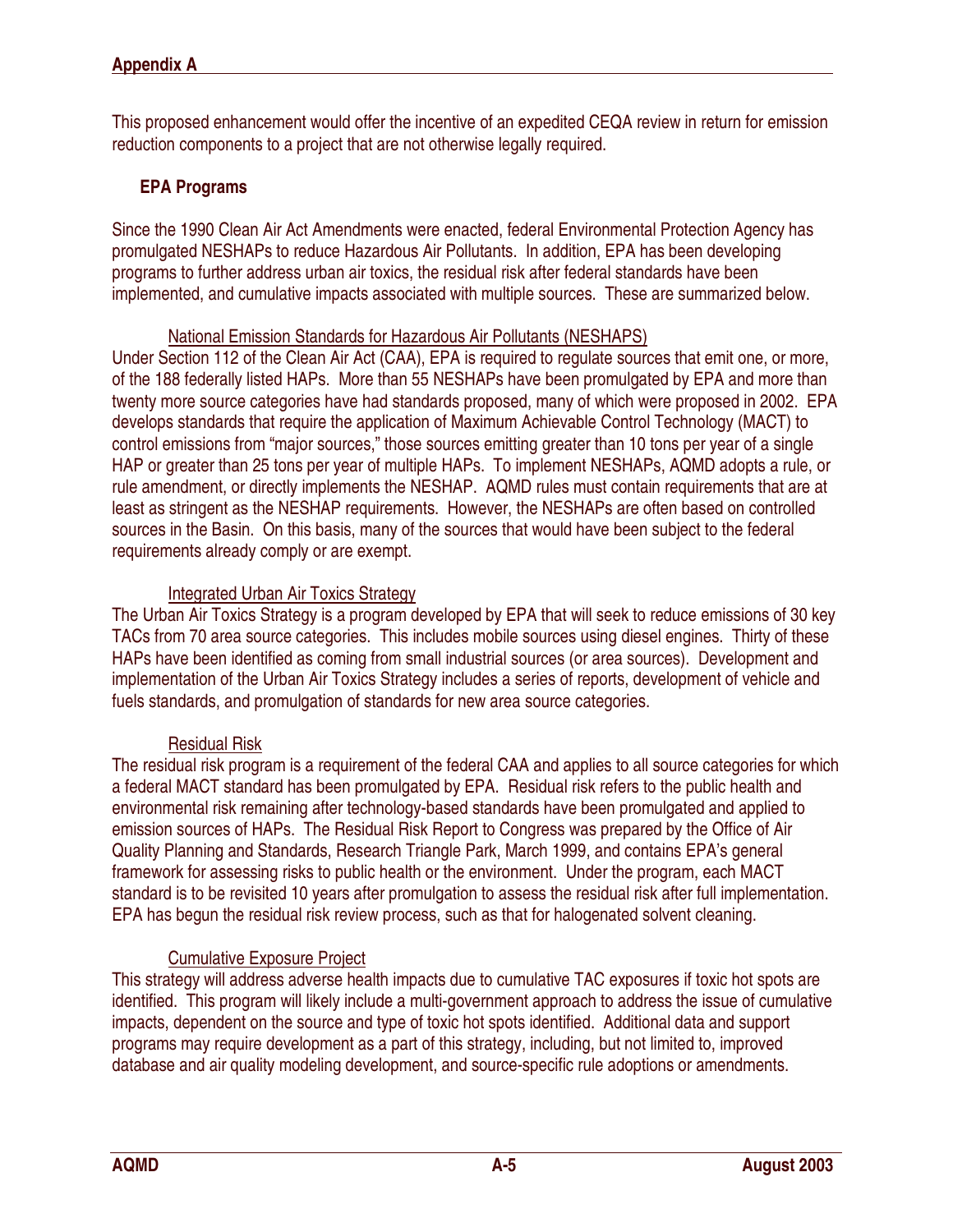This proposed enhancement would offer the incentive of an expedited CEQA review in return for emission reduction components to a project that are not otherwise legally required.

### EPA Programs

Since the 1990 Clean Air Act Amendments were enacted, federal Environmental Protection Agency has promulgated NESHAPs to reduce Hazardous Air Pollutants. In addition, EPA has been developing programs to further address urban air toxics, the residual risk after federal standards have been implemented, and cumulative impacts associated with multiple sources. These are summarized below.

#### National Emission Standards for Hazardous Air Pollutants (NESHAPS)

Under Section 112 of the Clean Air Act (CAA), EPA is required to regulate sources that emit one, or more, of the 188 federally listed HAPs. More than 55 NESHAPs have been promulgated by EPA and more than twenty more source categories have had standards proposed, many of which were proposed in 2002. EPA develops standards that require the application of Maximum Achievable Control Technology (MACT) to control emissions from "major sources," those sources emitting greater than 10 tons per year of a single HAP or greater than 25 tons per year of multiple HAPs. To implement NESHAPs, AQMD adopts a rule, or rule amendment, or directly implements the NESHAP. AQMD rules must contain requirements that are at least as stringent as the NESHAP requirements. However, the NESHAPs are often based on controlled sources in the Basin. On this basis, many of the sources that would have been subject to the federal requirements already comply or are exempt.

#### Integrated Urban Air Toxics Strategy

The Urban Air Toxics Strategy is a program developed by EPA that will seek to reduce emissions of 30 key TACs from 70 area source categories. This includes mobile sources using diesel engines. Thirty of these HAPs have been identified as coming from small industrial sources (or area sources). Development and implementation of the Urban Air Toxics Strategy includes a series of reports, development of vehicle and fuels standards, and promulgation of standards for new area source categories.

#### Residual Risk

The residual risk program is a requirement of the federal CAA and applies to all source categories for which a federal MACT standard has been promulgated by EPA. Residual risk refers to the public health and environmental risk remaining after technology-based standards have been promulgated and applied to emission sources of HAPs. The Residual Risk Report to Congress was prepared by the Office of Air Quality Planning and Standards, Research Triangle Park, March 1999, and contains EPA's general framework for assessing risks to public health or the environment. Under the program, each MACT standard is to be revisited 10 years after promulgation to assess the residual risk after full implementation. EPA has begun the residual risk review process, such as that for halogenated solvent cleaning.

#### Cumulative Exposure Project

This strategy will address adverse health impacts due to cumulative TAC exposures if toxic hot spots are identified. This program will likely include a multi-government approach to address the issue of cumulative impacts, dependent on the source and type of toxic hot spots identified. Additional data and support programs may require development as a part of this strategy, including, but not limited to, improved database and air quality modeling development, and source-specific rule adoptions or amendments.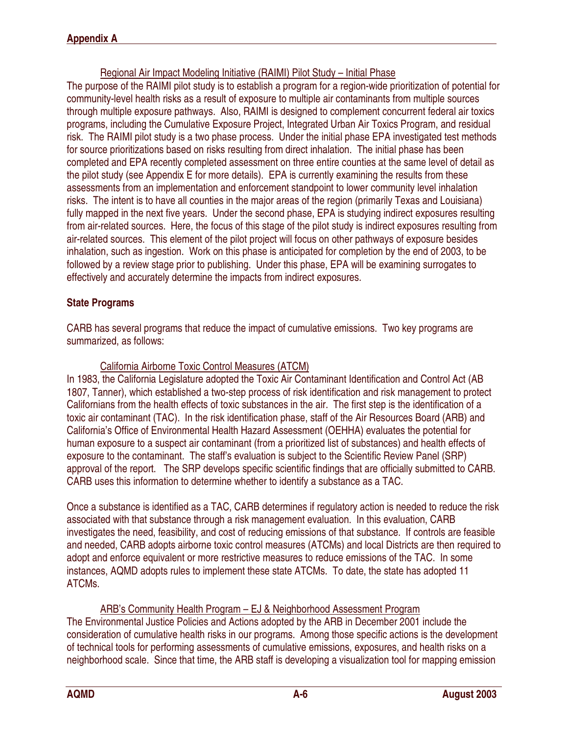Regional Air Impact Modeling Initiative (RAIMI) Pilot Study – Initial Phase

The purpose of the RAIMI pilot study is to establish a program for a region-wide prioritization of potential for community-level health risks as a result of exposure to multiple air contaminants from multiple sources through multiple exposure pathways. Also, RAIMI is designed to complement concurrent federal air toxics programs, including the Cumulative Exposure Project, Integrated Urban Air Toxics Program, and residual risk. The RAIMI pilot study is a two phase process. Under the initial phase EPA investigated test methods for source prioritizations based on risks resulting from direct inhalation. The initial phase has been completed and EPA recently completed assessment on three entire counties at the same level of detail as the pilot study (see Appendix E for more details). EPA is currently examining the results from these assessments from an implementation and enforcement standpoint to lower community level inhalation risks. The intent is to have all counties in the major areas of the region (primarily Texas and Louisiana) fully mapped in the next five years. Under the second phase, EPA is studying indirect exposures resulting from air-related sources. Here, the focus of this stage of the pilot study is indirect exposures resulting from air-related sources. This element of the pilot project will focus on other pathways of exposure besides inhalation, such as ingestion. Work on this phase is anticipated for completion by the end of 2003, to be followed by a review stage prior to publishing. Under this phase, EPA will be examining surrogates to effectively and accurately determine the impacts from indirect exposures.

**State Programs**

CARB has several programs that reduce the impact of cumulative emissions. Two key programs are summarized, as follows:

California Airborne Toxic Control Measures (ATCM)

In 1983, the California Legislature adopted the Toxic Air Contaminant Identification and Control Act (AB 1807, Tanner), which established a two-step process of risk identification and risk management to protect Californians from the health effects of toxic substances in the air. The first step is the identification of a toxic air contaminant (TAC). In the risk identification phase, staff of the Air Resources Board (ARB) and California's Office of Environmental Health Hazard Assessment (OEHHA) evaluates the potential for human exposure to a suspect air contaminant (from a prioritized list of substances) and health effects of exposure to the contaminant. The staff's evaluation is subject to the Scientific Review Panel (SRP) approval of the report. The SRP develops specific scientific findings that are officially submitted to CARB. CARB uses this information to determine whether to identify a substance as a TAC.

Once a substance is identified as a TAC, CARB determines if regulatory action is needed to reduce the risk associated with that substance through a risk management evaluation. In this evaluation, CARB investigates the need, feasibility, and cost of reducing emissions of that substance. If controls are feasible and needed, CARB adopts airborne toxic control measures (ATCMs) and local Districts are then required to adopt and enforce equivalent or more restrictive measures to reduce emissions of the TAC. In some instances, AQMD adopts rules to implement these state ATCMs. To date, the state has adopted 11 ATCMs.

ARB's Community Health Program – EJ & Neighborhood Assessment Program

The Environmental Justice Policies and Actions adopted by the ARB in December 2001 include the consideration of cumulative health risks in our programs. Among those specific actions is the development of technical tools for performing assessments of cumulative emissions, exposures, and health risks on a neighborhood scale. Since that time, the ARB staff is developing a visualization tool for mapping emission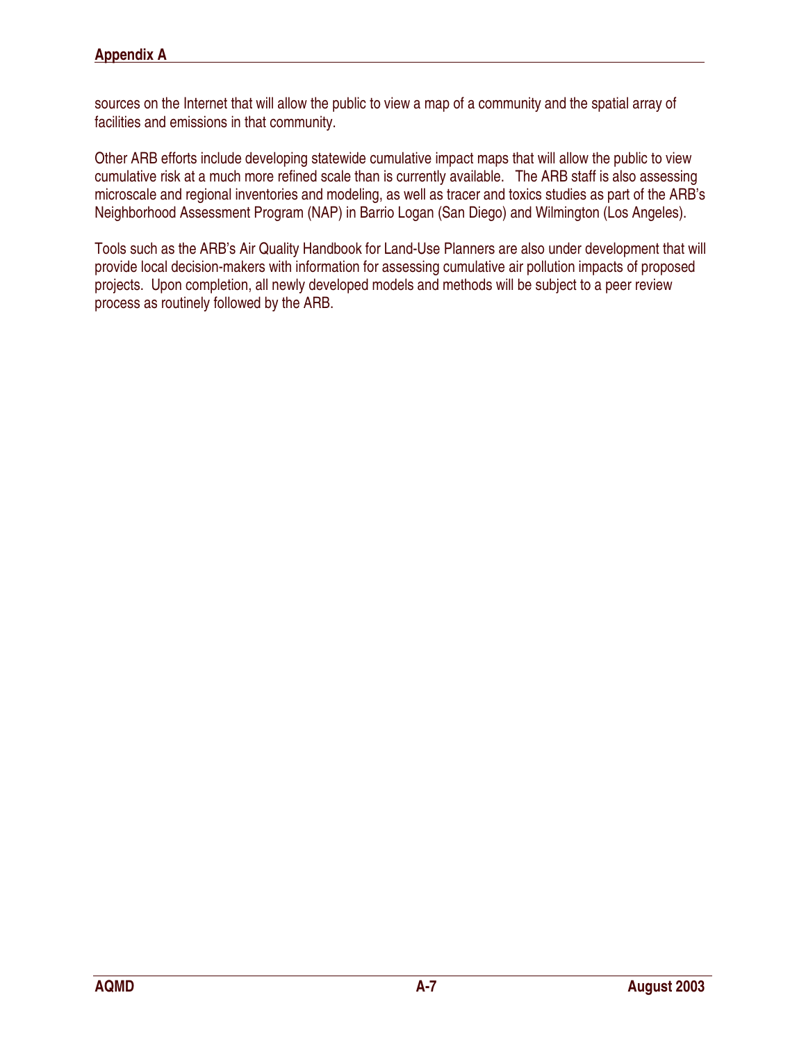sources on the Internet that will allow the public to view a map of a community and the spatial array of facilities and emissions in that community.

Other ARB efforts include developing statewide cumulative impact maps that will allow the public to view cumulative risk at a much more refined scale than is currently available. The ARB staff is also assessing microscale and regional inventories and modeling, as well as tracer and toxics studies as part of the ARB's Neighborhood Assessment Program (NAP) in Barrio Logan (San Diego) and Wilmington (Los Angeles).

Tools such as the ARB's Air Quality Handbook for Land-Use Planners are also under development that will provide local decision-makers with information for assessing cumulative air pollution impacts of proposed projects. Upon completion, all newly developed models and methods will be subject to a peer review process as routinely followed by the ARB.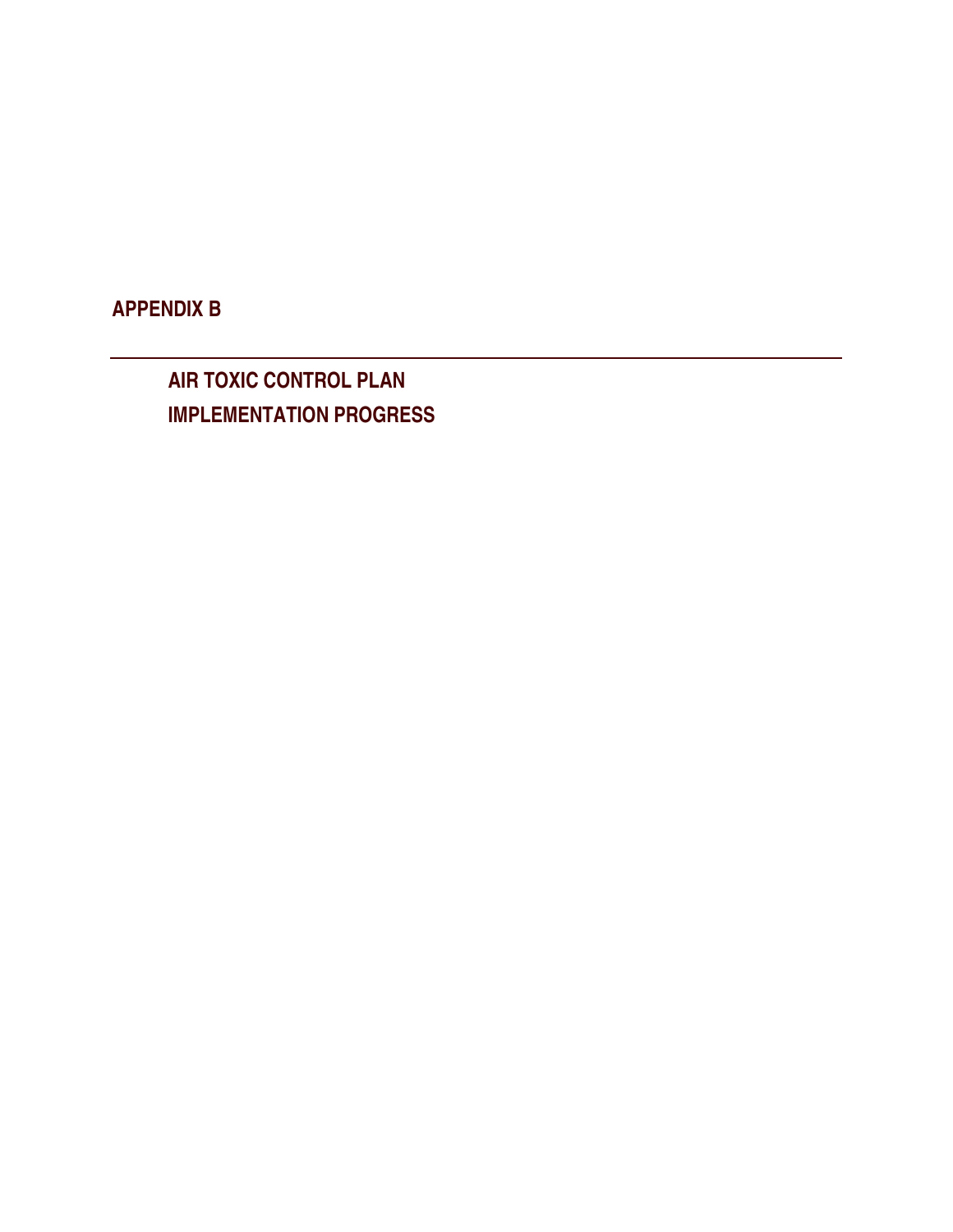# APPENDIX B

---

## AIR TOXIC CONTROL PLAN

## IMPLEMENTATION PROGRESS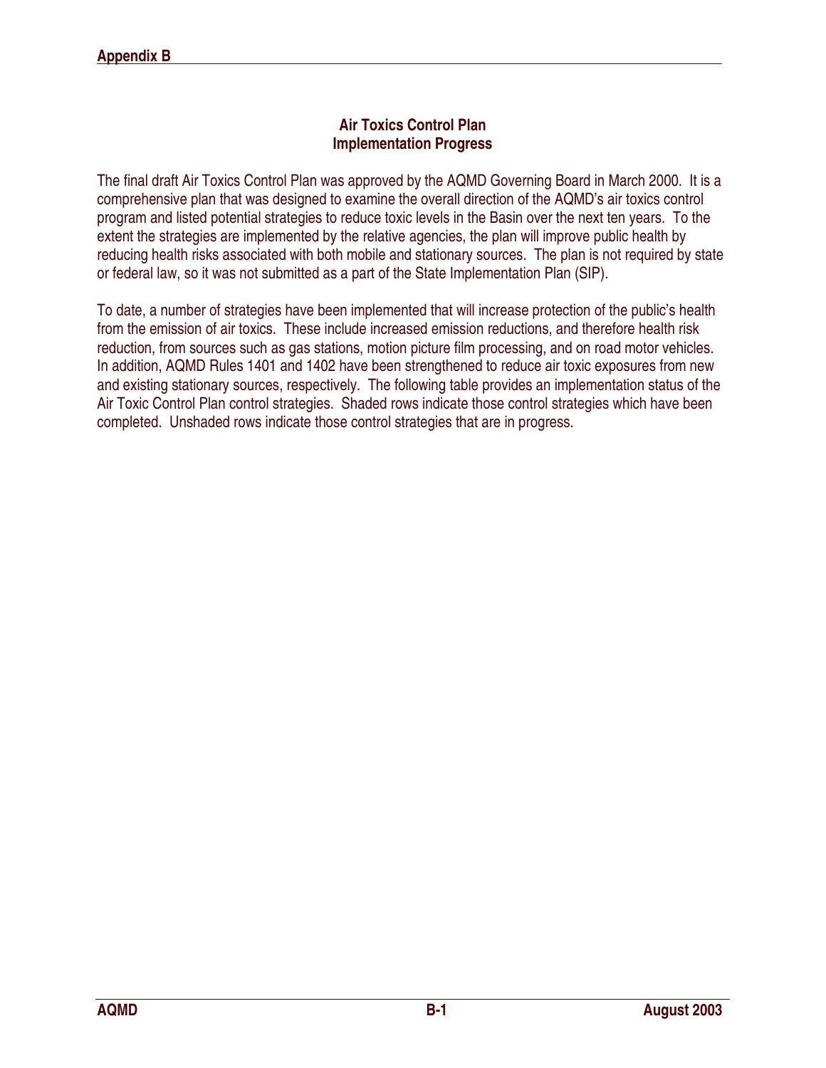## Air Toxics Control Plan
## Implementation Progress

The final draft Air Toxics Control Plan was approved by the AQMD Governing Board in March 2000. It is a comprehensive plan that was designed to examine the overall direction of the AQMD's air toxics control program and listed potential strategies to reduce toxic levels in the Basin over the next ten years. To the extent the strategies are implemented by the relative agencies, the plan will improve public health by reducing health risks associated with both mobile and stationary sources. The plan is not required by state or federal law, so it was not submitted as a part of the State Implementation Plan (SIP).

To date, a number of strategies have been implemented that will increase protection of the public's health from the emission of air toxics. These include increased emission reductions, and therefore health risk reduction, from sources such as gas stations, motion picture film processing, and on road motor vehicles. In addition, AQMD Rules 1401 and 1402 have been strengthened to reduce air toxic exposures from new and existing stationary sources, respectively. The following table provides an implementation status of the Air Toxic Control Plan control strategies. Shaded rows indicate those control strategies which have been completed. Unshaded rows indicate those control strategies that are in progress.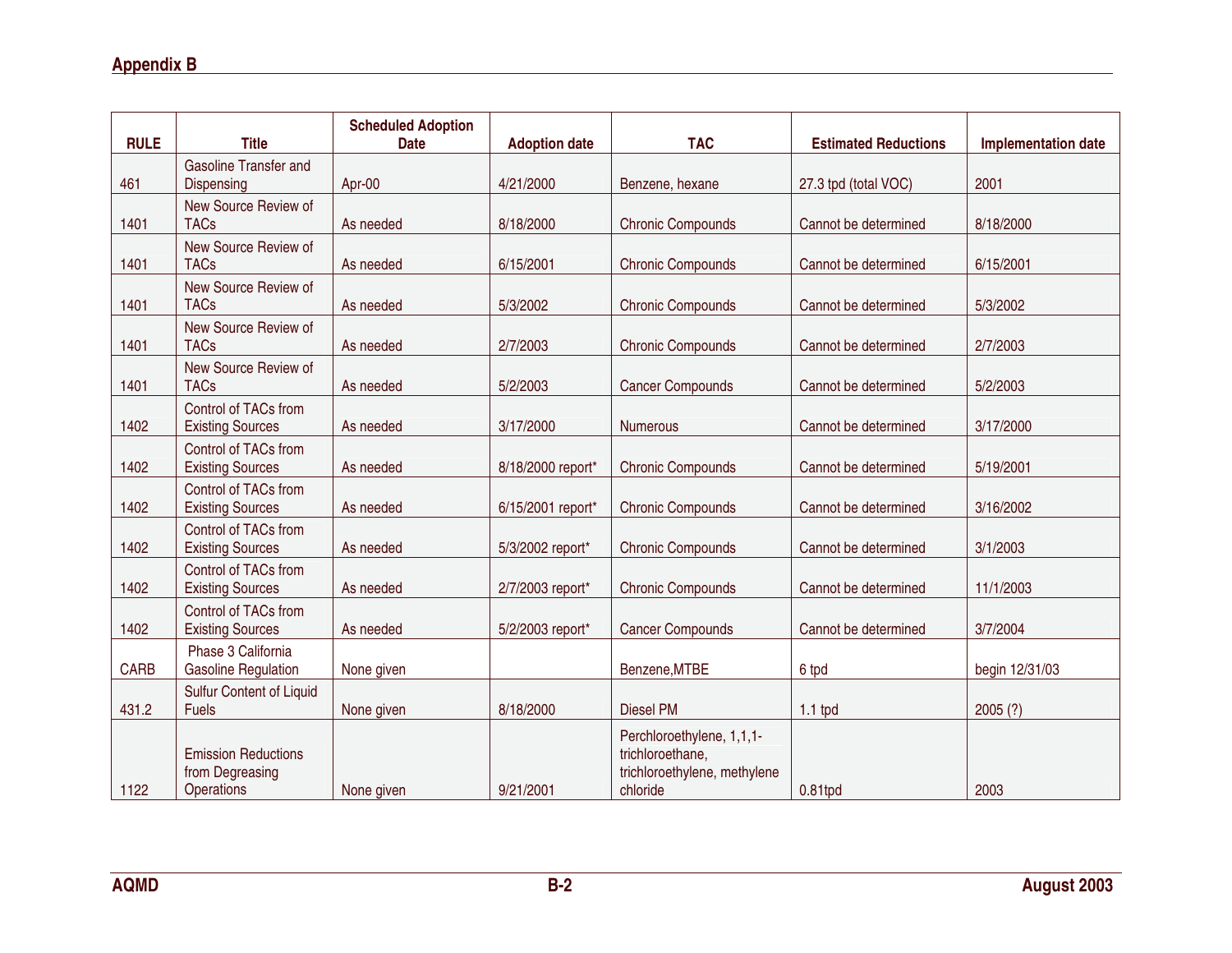| RULE | Title | Scheduled Adoption Date | Adoption date | TAC | Estimated Reductions | Implementation date |
|---|---|---|---|---|---|---|
| 461 | Gasoline Transfer and Dispensing | Apr-00 | 4/21/2000 | Benzene, hexane | 27.3 tpd (total VOC) | 2001 |
| 1401 | New Source Review of TACs | As needed | 8/18/2000 | Chronic Compounds | Cannot be determined | 8/18/2000 |
| 1401 | New Source Review of TACs | As needed | 6/15/2001 | Chronic Compounds | Cannot be determined | 6/15/2001 |
| 1401 | New Source Review of TACs | As needed | 5/3/2002 | Chronic Compounds | Cannot be determined | 5/3/2002 |
| 1401 | New Source Review of TACs | As needed | 2/7/2003 | Chronic Compounds | Cannot be determined | 2/7/2003 |
| 1401 | New Source Review of TACs | As needed | 5/2/2003 | Cancer Compounds | Cannot be determined | 5/2/2003 |
| 1402 | Control of TACs from Existing Sources | As needed | 3/17/2000 | Numerous | Cannot be determined | 3/17/2000 |
| 1402 | Control of TACs from Existing Sources | As needed | 8/18/2000 report* | Chronic Compounds | Cannot be determined | 5/19/2001 |
| 1402 | Control of TACs from Existing Sources | As needed | 6/15/2001 report* | Chronic Compounds | Cannot be determined | 3/16/2002 |
| 1402 | Control of TACs from Existing Sources | As needed | 5/3/2002 report* | Chronic Compounds | Cannot be determined | 3/1/2003 |
| 1402 | Control of TACs from Existing Sources | As needed | 2/7/2003 report* | Chronic Compounds | Cannot be determined | 11/1/2003 |
| 1402 | Control of TACs from Existing Sources | As needed | 5/2/2003 report* | Cancer Compounds | Cannot be determined | 3/7/2004 |
| CARB | Phase 3 California Gasoline Regulation | None given | | Benzene,MTBE | 6 tpd | begin 12/31/03 |
| 431.2 | Sulfur Content of Liquid Fuels | None given | 8/18/2000 | Diesel PM | 1.1 tpd | 2005 (?) |
| 1122 | Emission Reductions from Degreasing Operations | None given | 9/21/2001 | Perchloroethylene, 1,1,1-trichloroethane, trichloroethylene, methylene chloride | 0.81tpd | 2003 |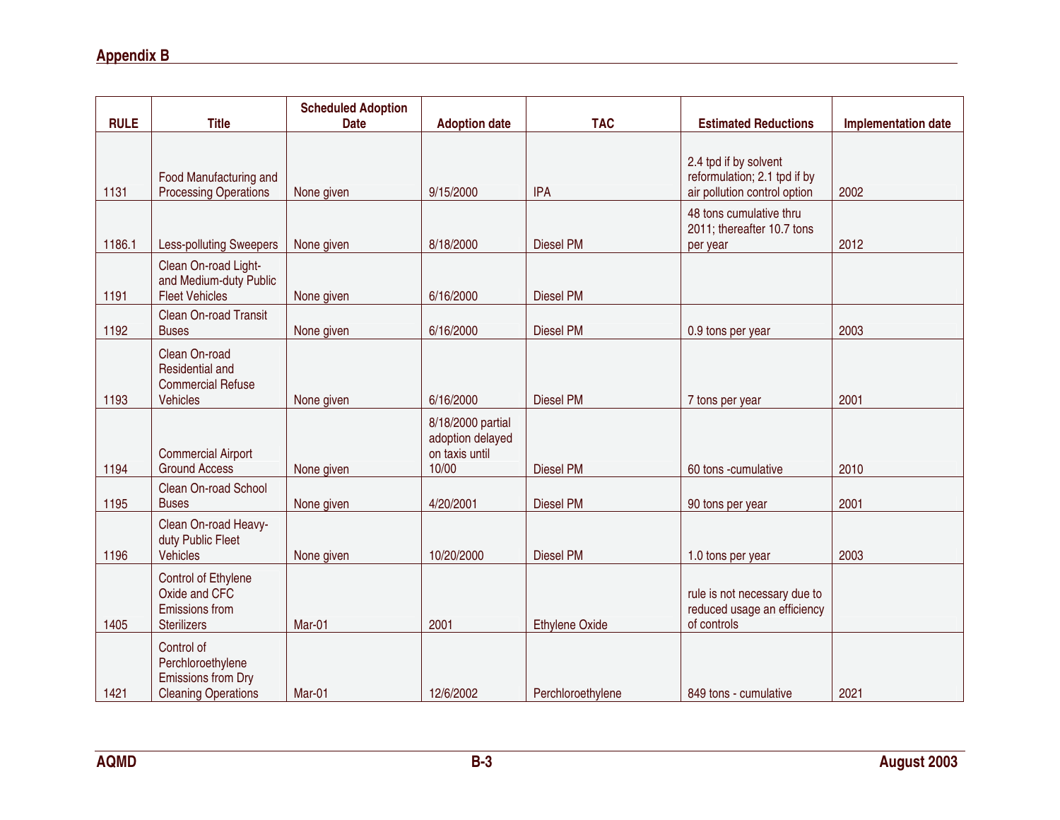| RULE | Title | Scheduled Adoption Date | Adoption date | TAC | Estimated Reductions | Implementation date |
|---|---|---|---|---|---|---|
| 1131 | Food Manufacturing and Processing Operations | None given | 9/15/2000 | IPA | 2.4 tpd if by solvent reformulation; 2.1 tpd if by air pollution control option | 2002 |
| 1186.1 | Less-polluting Sweepers | None given | 8/18/2000 | Diesel PM | 48 tons cumulative thru 2011; thereafter 10.7 tons per year | 2012 |
| 1191 | Clean On-road Light- and Medium-duty Public Fleet Vehicles | None given | 6/16/2000 | Diesel PM | | |
| 1192 | Clean On-road Transit Buses | None given | 6/16/2000 | Diesel PM | 0.9 tons per year | 2003 |
| 1193 | Clean On-road Residential and Commercial Refuse Vehicles | None given | 6/16/2000 | Diesel PM | 7 tons per year | 2001 |
| 1194 | Commercial Airport Ground Access | None given | 8/18/2000 partial adoption delayed on taxis until 10/00 | Diesel PM | 60 tons -cumulative | 2010 |
| 1195 | Clean On-road School Buses | None given | 4/20/2001 | Diesel PM | 90 tons per year | 2001 |
| 1196 | Clean On-road Heavy-duty Public Fleet Vehicles | None given | 10/20/2000 | Diesel PM | 1.0 tons per year | 2003 |
| 1405 | Control of Ethylene Oxide and CFC Emissions from Sterilizers | Mar-01 | 2001 | Ethylene Oxide | rule is not necessary due to reduced usage an efficiency of controls | |
| 1421 | Control of Perchloroethylene Emissions from Dry Cleaning Operations | Mar-01 | 12/6/2002 | Perchloroethylene | 849 tons - cumulative | 2021 |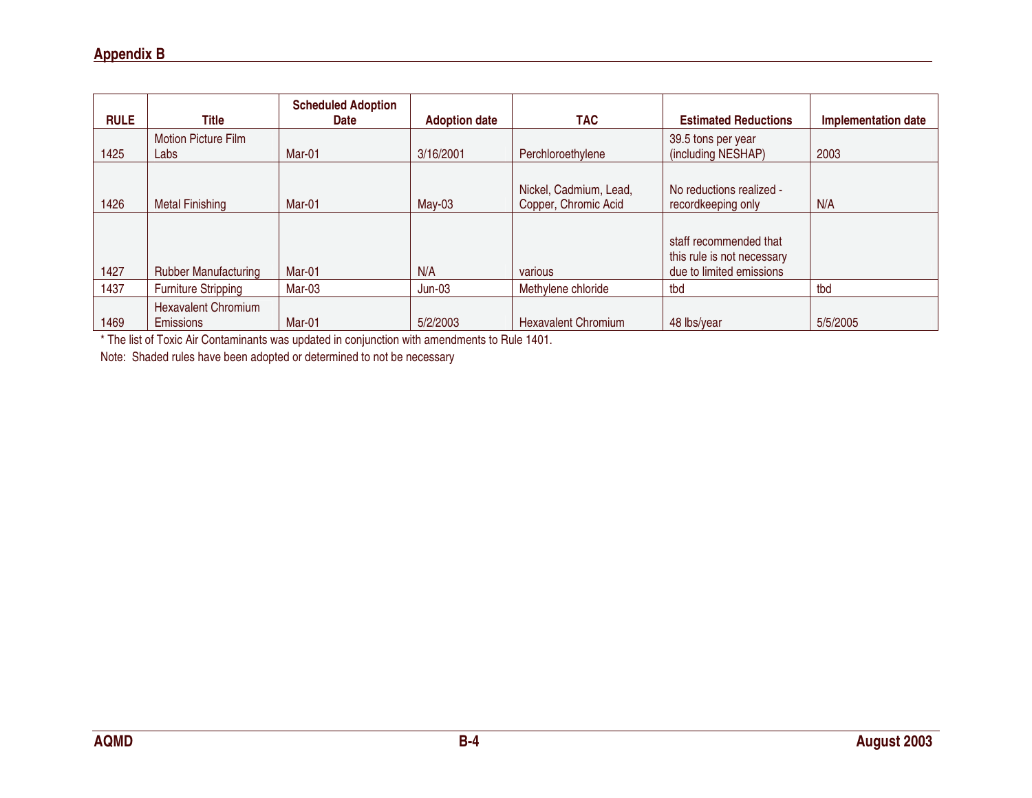| RULE | Title | Scheduled Adoption Date | Adoption date | TAC | Estimated Reductions | Implementation date |
|---|---|---|---|---|---|---|
| 1425 | Motion Picture Film Labs | Mar-01 | 3/16/2001 | Perchloroethylene | 39.5 tons per year (including NESHAP) | 2003 |
| 1426 | Metal Finishing | Mar-01 | May-03 | Nickel, Cadmium, Lead, Copper, Chromic Acid | No reductions realized - recordkeeping only | N/A |
| 1427 | Rubber Manufacturing | Mar-01 | N/A | various | staff recommended that this rule is not necessary due to limited emissions | |
| 1437 | Furniture Stripping | Mar-03 | Jun-03 | Methylene chloride | tbd | tbd |
| 1469 | Hexavalent Chromium Emissions | Mar-01 | 5/2/2003 | Hexavalent Chromium | 48 lbs/year | 5/5/2005 |

* The list of Toxic Air Contaminants was updated in conjunction with amendments to Rule 1401.

Note: Shaded rules have been adopted or determined to not be necessary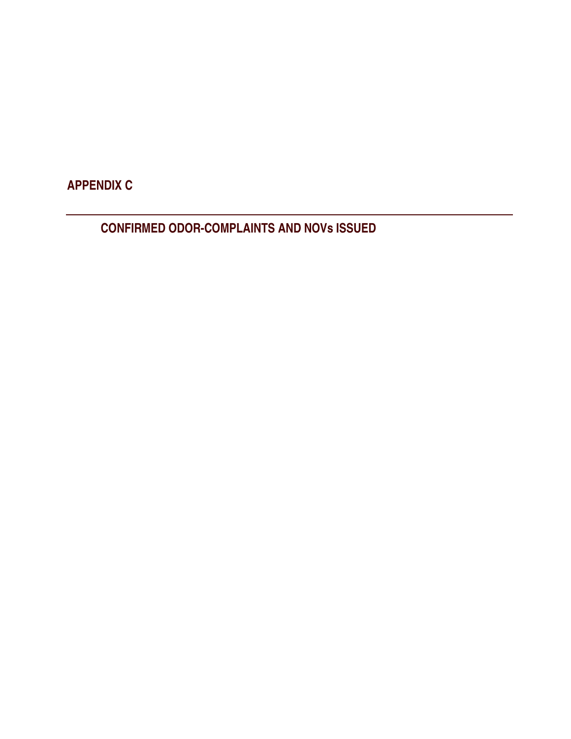# APPENDIX C

## CONFIRMED ODOR-COMPLAINTS AND NOVs ISSUED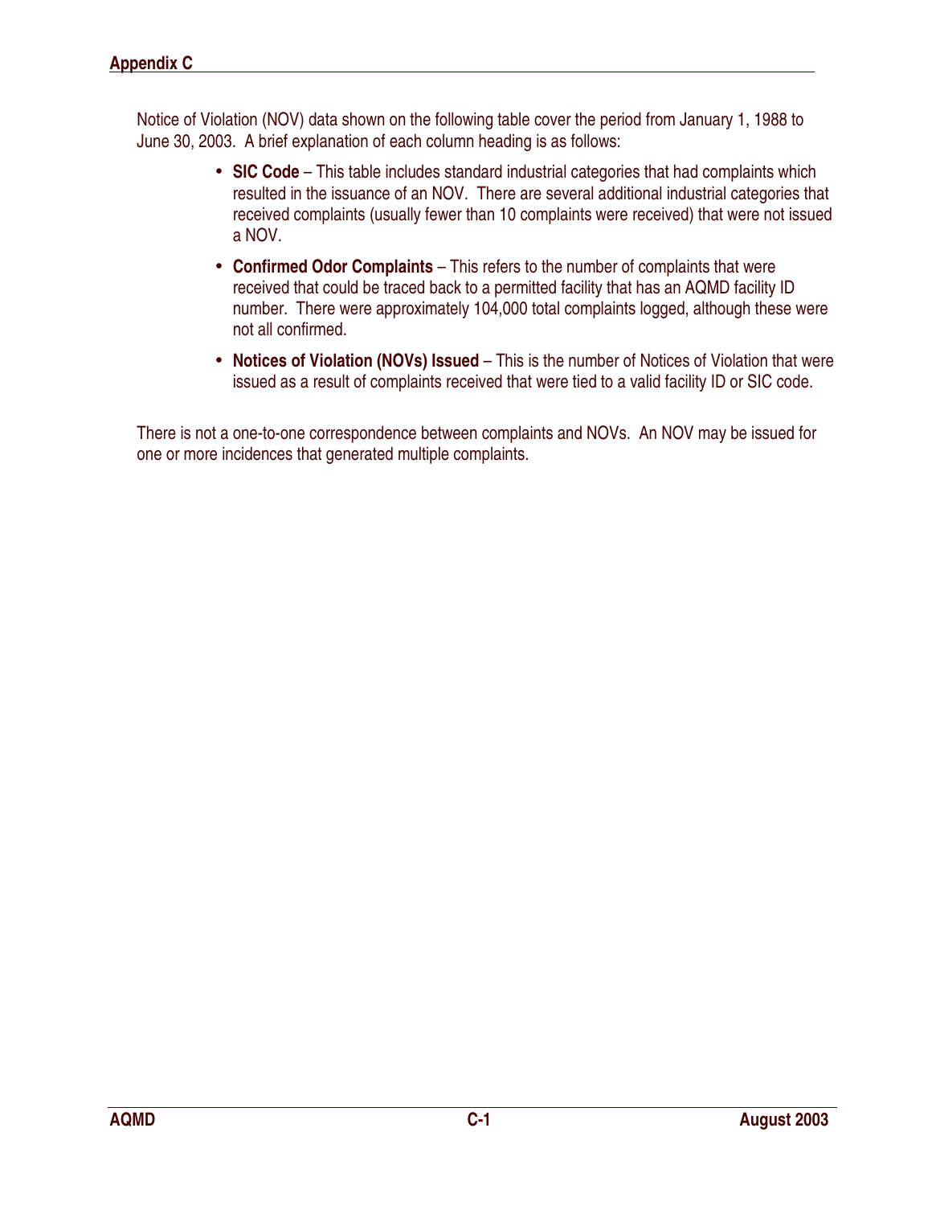Notice of Violation (NOV) data shown on the following table cover the period from January 1, 1988 to June 30, 2003. A brief explanation of each column heading is as follows:

- **SIC Code** – This table includes standard industrial categories that had complaints which resulted in the issuance of an NOV. There are several additional industrial categories that received complaints (usually fewer than 10 complaints were received) that were not issued a NOV.
- **Confirmed Odor Complaints** – This refers to the number of complaints that were received that could be traced back to a permitted facility that has an AQMD facility ID number. There were approximately 104,000 total complaints logged, although these were not all confirmed.
- **Notices of Violation (NOVs) Issued** – This is the number of Notices of Violation that were issued as a result of complaints received that were tied to a valid facility ID or SIC code.

There is not a one-to-one correspondence between complaints and NOVs. An NOV may be issued for one or more incidences that generated multiple complaints.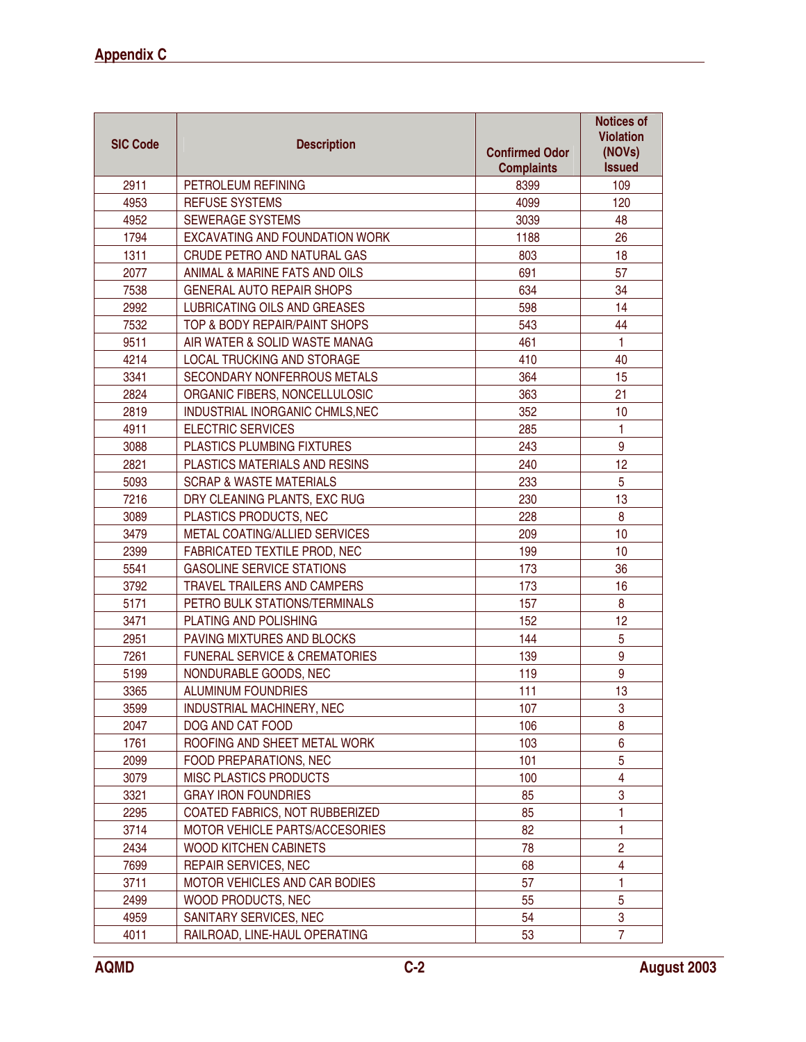| SIC Code | Description | Confirmed Odor Complaints | Notices of Violation (NOVs) Issued |
|---|---|---|---|
| 2911 | PETROLEUM REFINING | 8399 | 109 |
| 4953 | REFUSE SYSTEMS | 4099 | 120 |
| 4952 | SEWERAGE SYSTEMS | 3039 | 48 |
| 1794 | EXCAVATING AND FOUNDATION WORK | 1188 | 26 |
| 1311 | CRUDE PETRO AND NATURAL GAS | 803 | 18 |
| 2077 | ANIMAL & MARINE FATS AND OILS | 691 | 57 |
| 7538 | GENERAL AUTO REPAIR SHOPS | 634 | 34 |
| 2992 | LUBRICATING OILS AND GREASES | 598 | 14 |
| 7532 | TOP & BODY REPAIR/PAINT SHOPS | 543 | 44 |
| 9511 | AIR WATER & SOLID WASTE MANAG | 461 | 1 |
| 4214 | LOCAL TRUCKING AND STORAGE | 410 | 40 |
| 3341 | SECONDARY NONFERROUS METALS | 364 | 15 |
| 2824 | ORGANIC FIBERS, NONCELLULOSIC | 363 | 21 |
| 2819 | INDUSTRIAL INORGANIC CHMLS,NEC | 352 | 10 |
| 4911 | ELECTRIC SERVICES | 285 | 1 |
| 3088 | PLASTICS PLUMBING FIXTURES | 243 | 9 |
| 2821 | PLASTICS MATERIALS AND RESINS | 240 | 12 |
| 5093 | SCRAP & WASTE MATERIALS | 233 | 5 |
| 7216 | DRY CLEANING PLANTS, EXC RUG | 230 | 13 |
| 3089 | PLASTICS PRODUCTS, NEC | 228 | 8 |
| 3479 | METAL COATING/ALLIED SERVICES | 209 | 10 |
| 2399 | FABRICATED TEXTILE PROD, NEC | 199 | 10 |
| 5541 | GASOLINE SERVICE STATIONS | 173 | 36 |
| 3792 | TRAVEL TRAILERS AND CAMPERS | 173 | 16 |
| 5171 | PETRO BULK STATIONS/TERMINALS | 157 | 8 |
| 3471 | PLATING AND POLISHING | 152 | 12 |
| 2951 | PAVING MIXTURES AND BLOCKS | 144 | 5 |
| 7261 | FUNERAL SERVICE & CREMATORIES | 139 | 9 |
| 5199 | NONDURABLE GOODS, NEC | 119 | 9 |
| 3365 | ALUMINUM FOUNDRIES | 111 | 13 |
| 3599 | INDUSTRIAL MACHINERY, NEC | 107 | 3 |
| 2047 | DOG AND CAT FOOD | 106 | 8 |
| 1761 | ROOFING AND SHEET METAL WORK | 103 | 6 |
| 2099 | FOOD PREPARATIONS, NEC | 101 | 5 |
| 3079 | MISC PLASTICS PRODUCTS | 100 | 4 |
| 3321 | GRAY IRON FOUNDRIES | 85 | 3 |
| 2295 | COATED FABRICS, NOT RUBBERIZED | 85 | 1 |
| 3714 | MOTOR VEHICLE PARTS/ACCESORIES | 82 | 1 |
| 2434 | WOOD KITCHEN CABINETS | 78 | 2 |
| 7699 | REPAIR SERVICES, NEC | 68 | 4 |
| 3711 | MOTOR VEHICLES AND CAR BODIES | 57 | 1 |
| 2499 | WOOD PRODUCTS, NEC | 55 | 5 |
| 4959 | SANITARY SERVICES, NEC | 54 | 3 |
| 4011 | RAILROAD, LINE-HAUL OPERATING | 53 | 7 |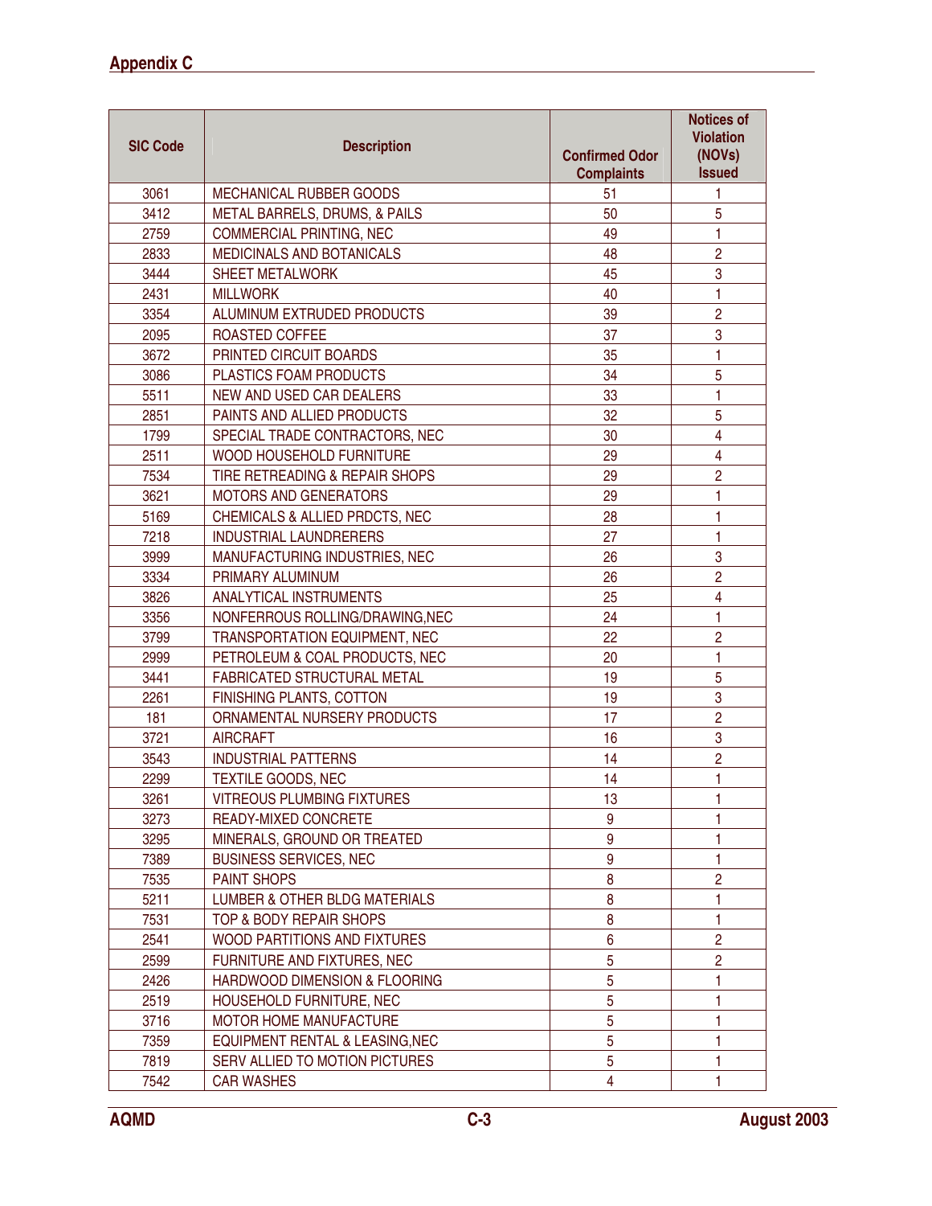| SIC Code | Description | Confirmed Odor Complaints | Notices of Violation (NOVs) Issued |
|---|---|---|---|
| 3061 | MECHANICAL RUBBER GOODS | 51 | 1 |
| 3412 | METAL BARRELS, DRUMS, & PAILS | 50 | 5 |
| 2759 | COMMERCIAL PRINTING, NEC | 49 | 1 |
| 2833 | MEDICINALS AND BOTANICALS | 48 | 2 |
| 3444 | SHEET METALWORK | 45 | 3 |
| 2431 | MILLWORK | 40 | 1 |
| 3354 | ALUMINUM EXTRUDED PRODUCTS | 39 | 2 |
| 2095 | ROASTED COFFEE | 37 | 3 |
| 3672 | PRINTED CIRCUIT BOARDS | 35 | 1 |
| 3086 | PLASTICS FOAM PRODUCTS | 34 | 5 |
| 5511 | NEW AND USED CAR DEALERS | 33 | 1 |
| 2851 | PAINTS AND ALLIED PRODUCTS | 32 | 5 |
| 1799 | SPECIAL TRADE CONTRACTORS, NEC | 30 | 4 |
| 2511 | WOOD HOUSEHOLD FURNITURE | 29 | 4 |
| 7534 | TIRE RETREADING & REPAIR SHOPS | 29 | 2 |
| 3621 | MOTORS AND GENERATORS | 29 | 1 |
| 5169 | CHEMICALS & ALLIED PRDCTS, NEC | 28 | 1 |
| 7218 | INDUSTRIAL LAUNDRERERS | 27 | 1 |
| 3999 | MANUFACTURING INDUSTRIES, NEC | 26 | 3 |
| 3334 | PRIMARY ALUMINUM | 26 | 2 |
| 3826 | ANALYTICAL INSTRUMENTS | 25 | 4 |
| 3356 | NONFERROUS ROLLING/DRAWING,NEC | 24 | 1 |
| 3799 | TRANSPORTATION EQUIPMENT, NEC | 22 | 2 |
| 2999 | PETROLEUM & COAL PRODUCTS, NEC | 20 | 1 |
| 3441 | FABRICATED STRUCTURAL METAL | 19 | 5 |
| 2261 | FINISHING PLANTS, COTTON | 19 | 3 |
| 181 | ORNAMENTAL NURSERY PRODUCTS | 17 | 2 |
| 3721 | AIRCRAFT | 16 | 3 |
| 3543 | INDUSTRIAL PATTERNS | 14 | 2 |
| 2299 | TEXTILE GOODS, NEC | 14 | 1 |
| 3261 | VITREOUS PLUMBING FIXTURES | 13 | 1 |
| 3273 | READY-MIXED CONCRETE | 9 | 1 |
| 3295 | MINERALS, GROUND OR TREATED | 9 | 1 |
| 7389 | BUSINESS SERVICES, NEC | 9 | 1 |
| 7535 | PAINT SHOPS | 8 | 2 |
| 5211 | LUMBER & OTHER BLDG MATERIALS | 8 | 1 |
| 7531 | TOP & BODY REPAIR SHOPS | 8 | 1 |
| 2541 | WOOD PARTITIONS AND FIXTURES | 6 | 2 |
| 2599 | FURNITURE AND FIXTURES, NEC | 5 | 2 |
| 2426 | HARDWOOD DIMENSION & FLOORING | 5 | 1 |
| 2519 | HOUSEHOLD FURNITURE, NEC | 5 | 1 |
| 3716 | MOTOR HOME MANUFACTURE | 5 | 1 |
| 7359 | EQUIPMENT RENTAL & LEASING,NEC | 5 | 1 |
| 7819 | SERV ALLIED TO MOTION PICTURES | 5 | 1 |
| 7542 | CAR WASHES | 4 | 1 |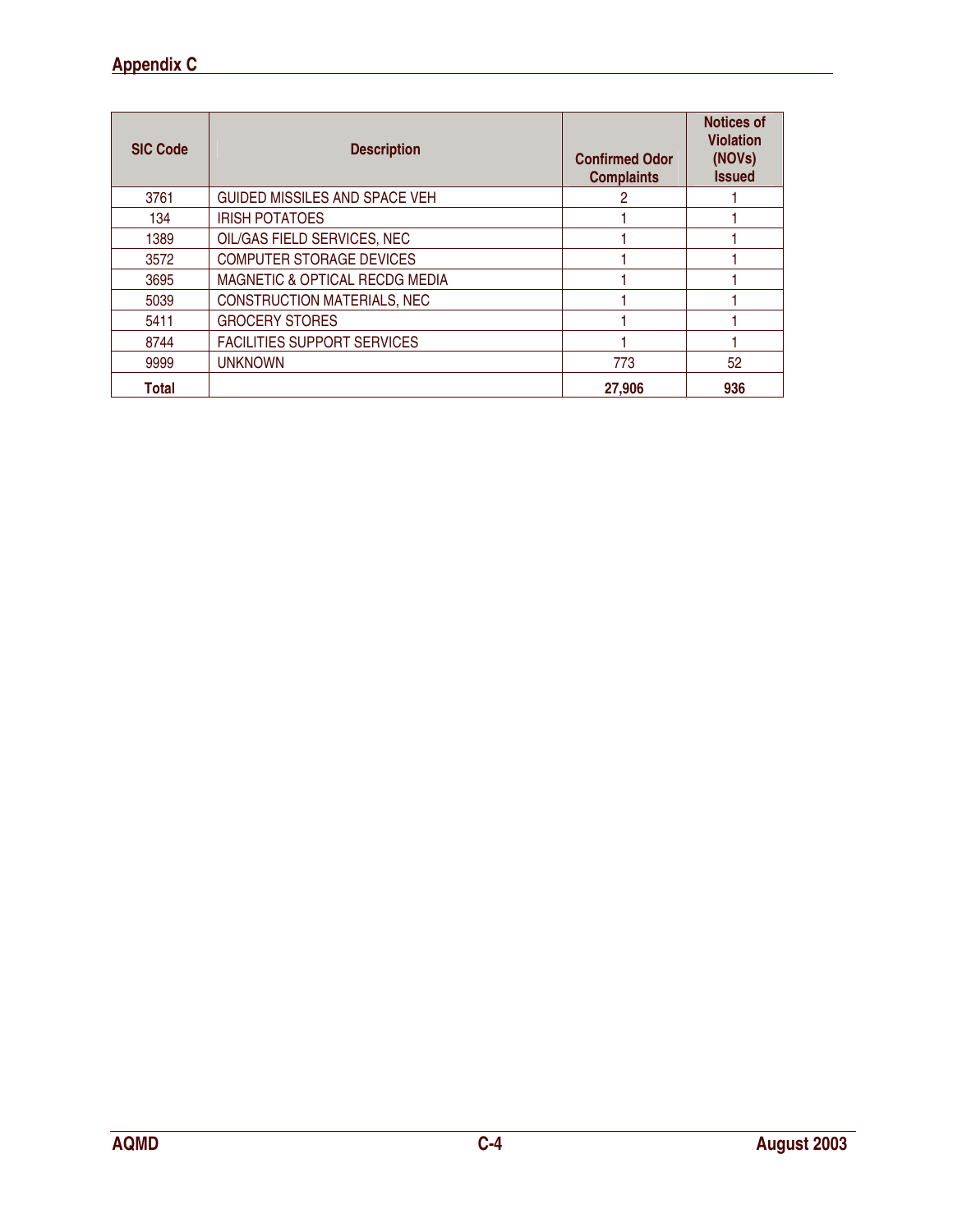| SIC Code | Description | Confirmed Odor Complaints | Notices of Violation (NOVs) Issued |
|---|---|---|---|
| 3761 | GUIDED MISSILES AND SPACE VEH | 2 | 1 |
| 134 | IRISH POTATOES | 1 | 1 |
| 1389 | OIL/GAS FIELD SERVICES, NEC | 1 | 1 |
| 3572 | COMPUTER STORAGE DEVICES | 1 | 1 |
| 3695 | MAGNETIC & OPTICAL RECDG MEDIA | 1 | 1 |
| 5039 | CONSTRUCTION MATERIALS, NEC | 1 | 1 |
| 5411 | GROCERY STORES | 1 | 1 |
| 8744 | FACILITIES SUPPORT SERVICES | 1 | 1 |
| 9999 | UNKNOWN | 773 | 52 |
| **Total** | | **27,906** | **936** |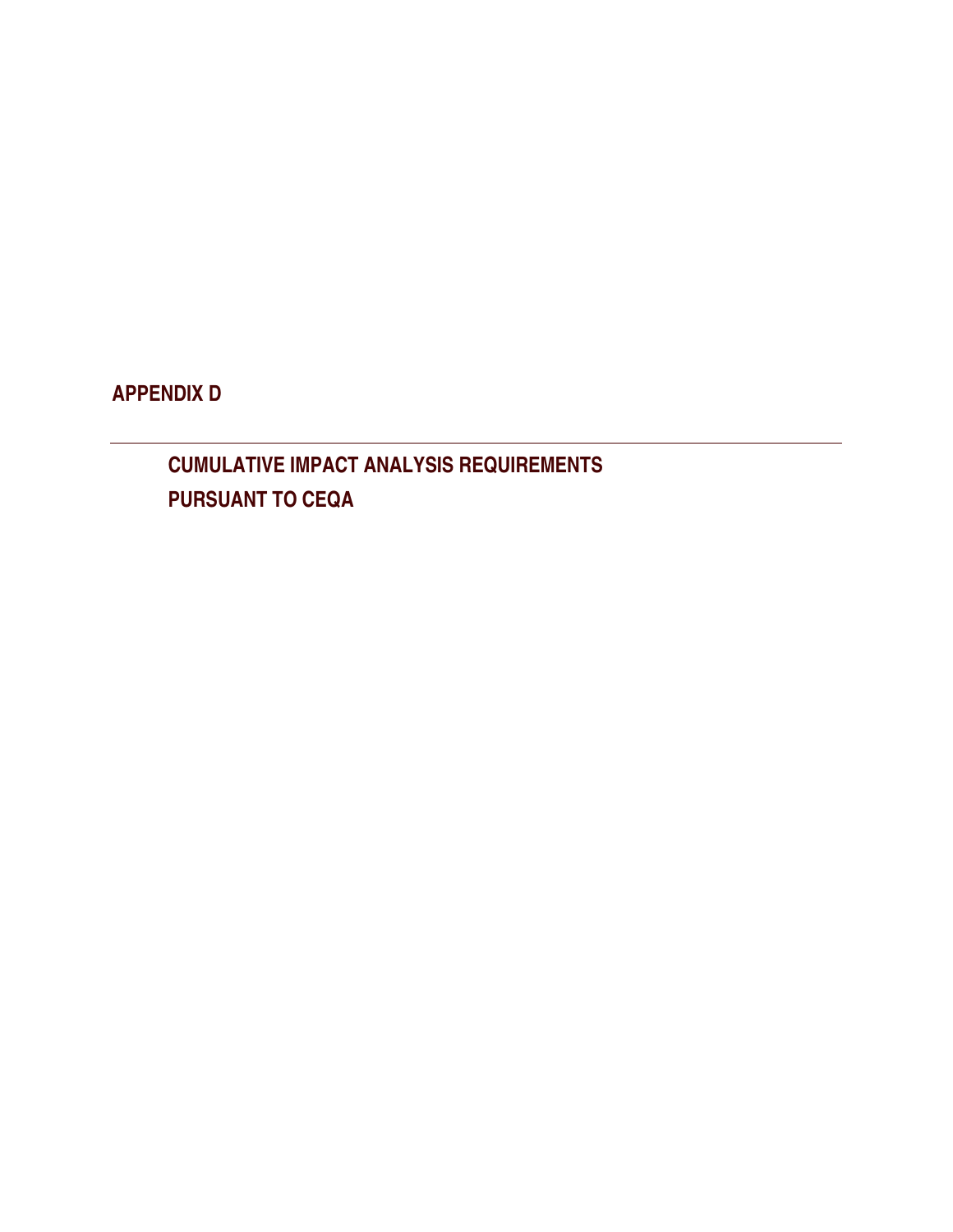# APPENDIX D

---

## CUMULATIVE IMPACT ANALYSIS REQUIREMENTS PURSUANT TO CEQA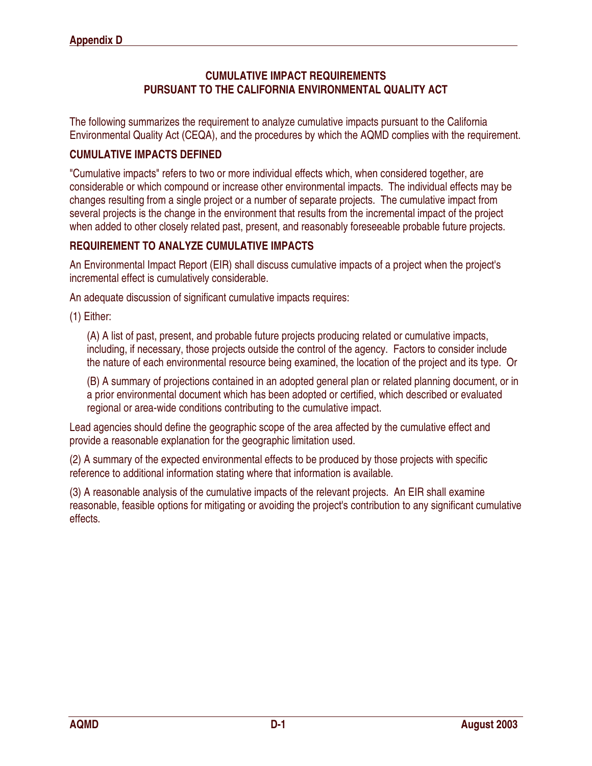# CUMULATIVE IMPACT REQUIREMENTS PURSUANT TO THE CALIFORNIA ENVIRONMENTAL QUALITY ACT

The following summarizes the requirement to analyze cumulative impacts pursuant to the California Environmental Quality Act (CEQA), and the procedures by which the AQMD complies with the requirement.

## CUMULATIVE IMPACTS DEFINED

"Cumulative impacts" refers to two or more individual effects which, when considered together, are considerable or which compound or increase other environmental impacts. The individual effects may be changes resulting from a single project or a number of separate projects. The cumulative impact from several projects is the change in the environment that results from the incremental impact of the project when added to other closely related past, present, and reasonably foreseeable probable future projects.

## REQUIREMENT TO ANALYZE CUMULATIVE IMPACTS

An Environmental Impact Report (EIR) shall discuss cumulative impacts of a project when the project's incremental effect is cumulatively considerable.

An adequate discussion of significant cumulative impacts requires:

(1) Either:

(A) A list of past, present, and probable future projects producing related or cumulative impacts, including, if necessary, those projects outside the control of the agency. Factors to consider include the nature of each environmental resource being examined, the location of the project and its type. Or

(B) A summary of projections contained in an adopted general plan or related planning document, or in a prior environmental document which has been adopted or certified, which described or evaluated regional or area-wide conditions contributing to the cumulative impact.

Lead agencies should define the geographic scope of the area affected by the cumulative effect and provide a reasonable explanation for the geographic limitation used.

(2) A summary of the expected environmental effects to be produced by those projects with specific reference to additional information stating where that information is available.

(3) A reasonable analysis of the cumulative impacts of the relevant projects. An EIR shall examine reasonable, feasible options for mitigating or avoiding the project's contribution to any significant cumulative effects.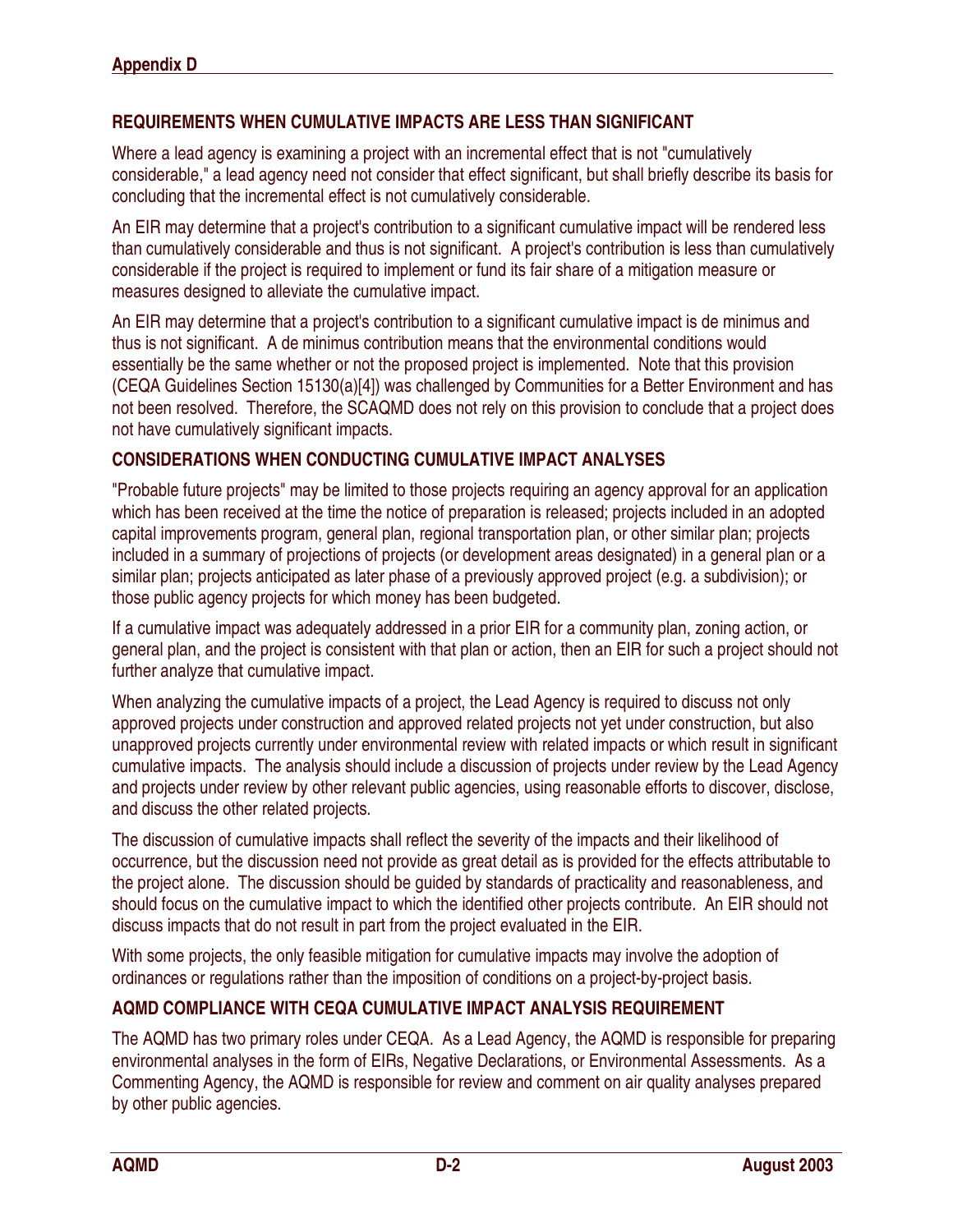## REQUIREMENTS WHEN CUMULATIVE IMPACTS ARE LESS THAN SIGNIFICANT

Where a lead agency is examining a project with an incremental effect that is not "cumulatively considerable," a lead agency need not consider that effect significant, but shall briefly describe its basis for concluding that the incremental effect is not cumulatively considerable.

An EIR may determine that a project's contribution to a significant cumulative impact will be rendered less than cumulatively considerable and thus is not significant. A project's contribution is less than cumulatively considerable if the project is required to implement or fund its fair share of a mitigation measure or measures designed to alleviate the cumulative impact.

An EIR may determine that a project's contribution to a significant cumulative impact is de minimus and thus is not significant. A de minimus contribution means that the environmental conditions would essentially be the same whether or not the proposed project is implemented. Note that this provision (CEQA Guidelines Section 15130(a)[4]) was challenged by Communities for a Better Environment and has not been resolved. Therefore, the SCAQMD does not rely on this provision to conclude that a project does not have cumulatively significant impacts.

## CONSIDERATIONS WHEN CONDUCTING CUMULATIVE IMPACT ANALYSES

"Probable future projects" may be limited to those projects requiring an agency approval for an application which has been received at the time the notice of preparation is released; projects included in an adopted capital improvements program, general plan, regional transportation plan, or other similar plan; projects included in a summary of projections of projects (or development areas designated) in a general plan or a similar plan; projects anticipated as later phase of a previously approved project (e.g. a subdivision); or those public agency projects for which money has been budgeted.

If a cumulative impact was adequately addressed in a prior EIR for a community plan, zoning action, or general plan, and the project is consistent with that plan or action, then an EIR for such a project should not further analyze that cumulative impact.

When analyzing the cumulative impacts of a project, the Lead Agency is required to discuss not only approved projects under construction and approved related projects not yet under construction, but also unapproved projects currently under environmental review with related impacts or which result in significant cumulative impacts. The analysis should include a discussion of projects under review by the Lead Agency and projects under review by other relevant public agencies, using reasonable efforts to discover, disclose, and discuss the other related projects.

The discussion of cumulative impacts shall reflect the severity of the impacts and their likelihood of occurrence, but the discussion need not provide as great detail as is provided for the effects attributable to the project alone. The discussion should be guided by standards of practicality and reasonableness, and should focus on the cumulative impact to which the identified other projects contribute. An EIR should not discuss impacts that do not result in part from the project evaluated in the EIR.

With some projects, the only feasible mitigation for cumulative impacts may involve the adoption of ordinances or regulations rather than the imposition of conditions on a project-by-project basis.

## AQMD COMPLIANCE WITH CEQA CUMULATIVE IMPACT ANALYSIS REQUIREMENT

The AQMD has two primary roles under CEQA. As a Lead Agency, the AQMD is responsible for preparing environmental analyses in the form of EIRs, Negative Declarations, or Environmental Assessments. As a Commenting Agency, the AQMD is responsible for review and comment on air quality analyses prepared by other public agencies.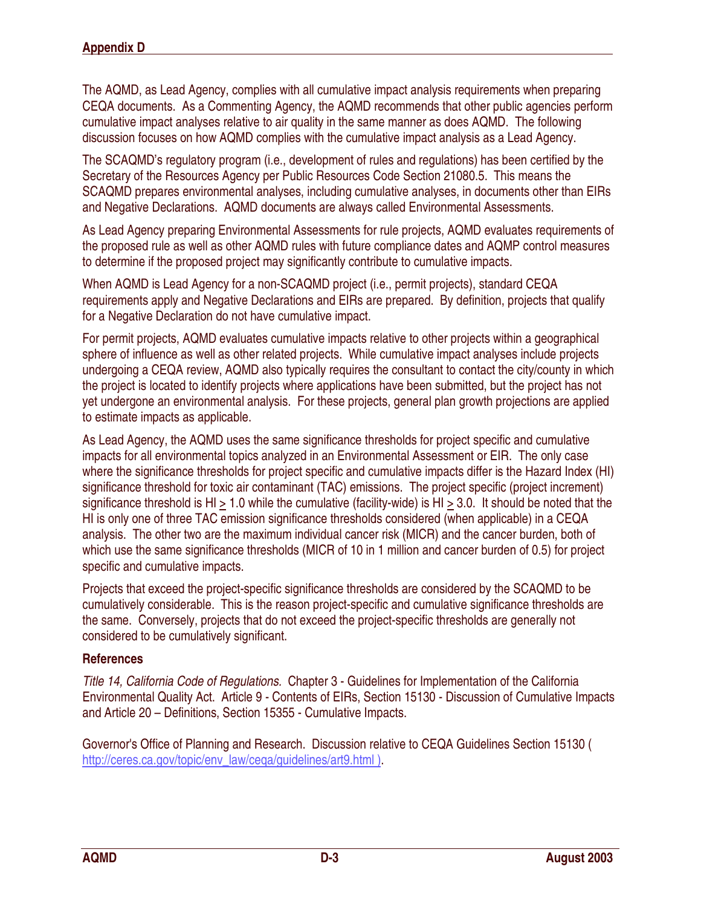The AQMD, as Lead Agency, complies with all cumulative impact analysis requirements when preparing CEQA documents. As a Commenting Agency, the AQMD recommends that other public agencies perform cumulative impact analyses relative to air quality in the same manner as does AQMD. The following discussion focuses on how AQMD complies with the cumulative impact analysis as a Lead Agency.

The SCAQMD's regulatory program (i.e., development of rules and regulations) has been certified by the Secretary of the Resources Agency per Public Resources Code Section 21080.5. This means the SCAQMD prepares environmental analyses, including cumulative analyses, in documents other than EIRs and Negative Declarations. AQMD documents are always called Environmental Assessments.

As Lead Agency preparing Environmental Assessments for rule projects, AQMD evaluates requirements of the proposed rule as well as other AQMD rules with future compliance dates and AQMP control measures to determine if the proposed project may significantly contribute to cumulative impacts.

When AQMD is Lead Agency for a non-SCAQMD project (i.e., permit projects), standard CEQA requirements apply and Negative Declarations and EIRs are prepared. By definition, projects that qualify for a Negative Declaration do not have cumulative impact.

For permit projects, AQMD evaluates cumulative impacts relative to other projects within a geographical sphere of influence as well as other related projects. While cumulative impact analyses include projects undergoing a CEQA review, AQMD also typically requires the consultant to contact the city/county in which the project is located to identify projects where applications have been submitted, but the project has not yet undergone an environmental analysis. For these projects, general plan growth projections are applied to estimate impacts as applicable.

As Lead Agency, the AQMD uses the same significance thresholds for project specific and cumulative impacts for all environmental topics analyzed in an Environmental Assessment or EIR. The only case where the significance thresholds for project specific and cumulative impacts differ is the Hazard Index (HI) significance threshold for toxic air contaminant (TAC) emissions. The project specific (project increment) significance threshold is HI $\geq$ 1.0 while the cumulative (facility-wide) is HI $\geq$ 3.0. It should be noted that the HI is only one of three TAC emission significance thresholds considered (when applicable) in a CEQA analysis. The other two are the maximum individual cancer risk (MICR) and the cancer burden, both of which use the same significance thresholds (MICR of 10 in 1 million and cancer burden of 0.5) for project specific and cumulative impacts.

Projects that exceed the project-specific significance thresholds are considered by the SCAQMD to be cumulatively considerable. This is the reason project-specific and cumulative significance thresholds are the same. Conversely, projects that do not exceed the project-specific thresholds are generally not considered to be cumulatively significant.

**References**

*Title 14, California Code of Regulations.* Chapter 3 - Guidelines for Implementation of the California Environmental Quality Act. Article 9 - Contents of EIRs, Section 15130 - Discussion of Cumulative Impacts and Article 20 – Definitions, Section 15355 - Cumulative Impacts.

Governor's Office of Planning and Research. Discussion relative to CEQA Guidelines Section 15130 ( http://ceres.ca.gov/topic/env_law/ceqa/guidelines/art9.html ).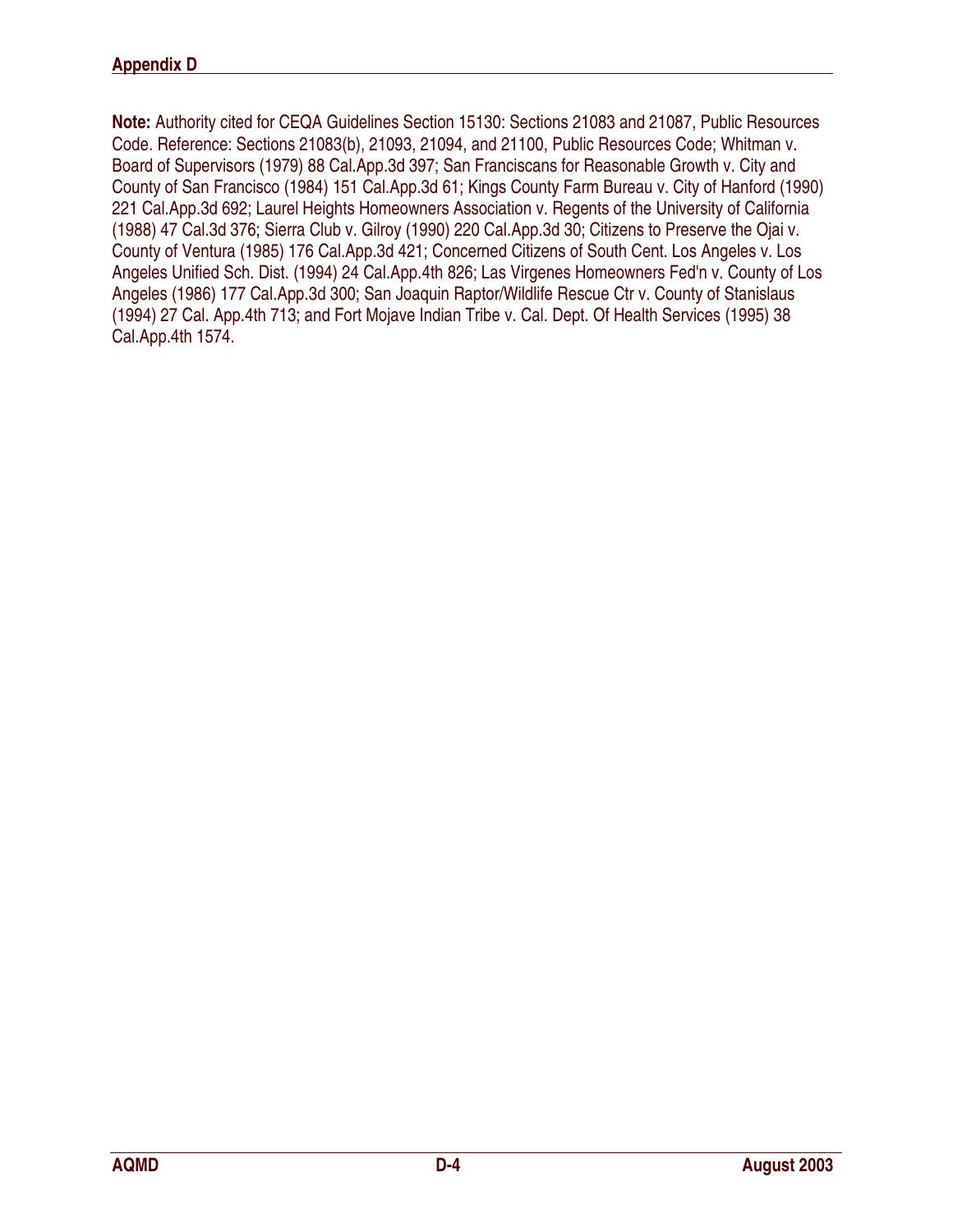**Note:** Authority cited for CEQA Guidelines Section 15130: Sections 21083 and 21087, Public Resources Code. Reference: Sections 21083(b), 21093, 21094, and 21100, Public Resources Code; Whitman v. Board of Supervisors (1979) 88 Cal.App.3d 397; San Franciscans for Reasonable Growth v. City and County of San Francisco (1984) 151 Cal.App.3d 61; Kings County Farm Bureau v. City of Hanford (1990) 221 Cal.App.3d 692; Laurel Heights Homeowners Association v. Regents of the University of California (1988) 47 Cal.3d 376; Sierra Club v. Gilroy (1990) 220 Cal.App.3d 30; Citizens to Preserve the Ojai v. County of Ventura (1985) 176 Cal.App.3d 421; Concerned Citizens of South Cent. Los Angeles v. Los Angeles Unified Sch. Dist. (1994) 24 Cal.App.4th 826; Las Virgenes Homeowners Fed'n v. County of Los Angeles (1986) 177 Cal.App.3d 300; San Joaquin Raptor/Wildlife Rescue Ctr v. County of Stanislaus (1994) 27 Cal. App.4th 713; and Fort Mojave Indian Tribe v. Cal. Dept. Of Health Services (1995) 38 Cal.App.4th 1574.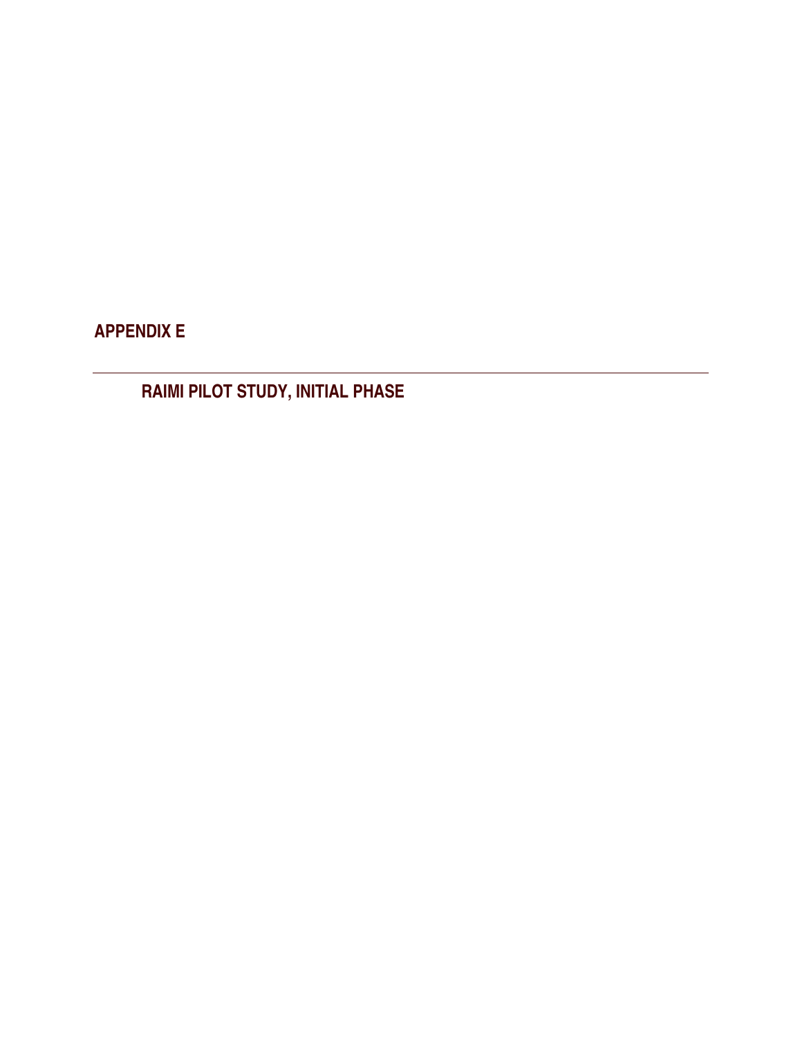# APPENDIX E

---

## RAIMI PILOT STUDY, INITIAL PHASE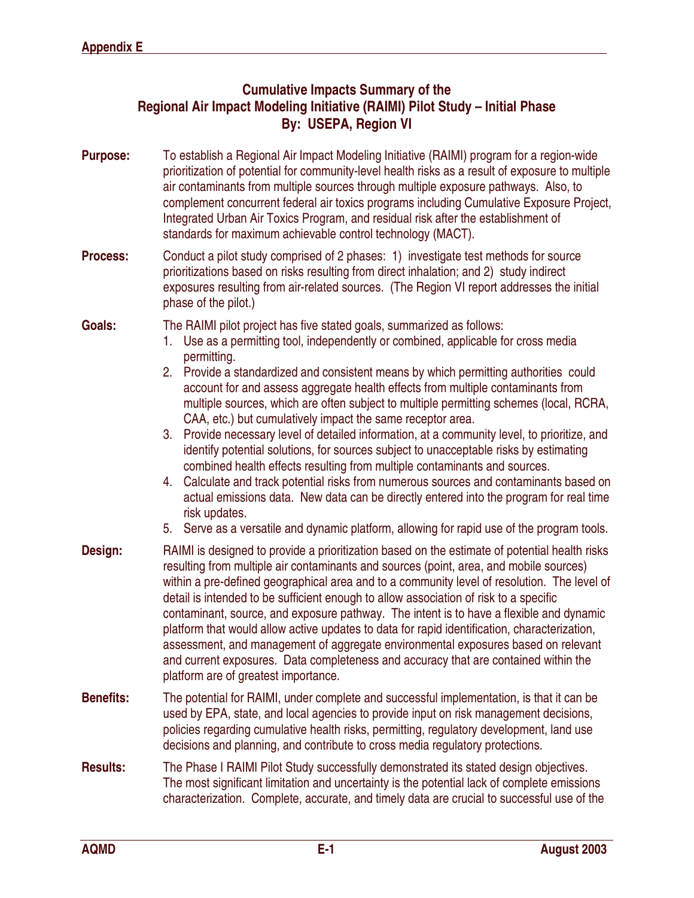## Cumulative Impacts Summary of the Regional Air Impact Modeling Initiative (RAIMI) Pilot Study – Initial Phase

### By: USEPA, Region VI

**Purpose:** To establish a Regional Air Impact Modeling Initiative (RAIMI) program for a region-wide prioritization of potential for community-level health risks as a result of exposure to multiple air contaminants from multiple sources through multiple exposure pathways. Also, to complement concurrent federal air toxics programs including Cumulative Exposure Project, Integrated Urban Air Toxics Program, and residual risk after the establishment of standards for maximum achievable control technology (MACT).

**Process:** Conduct a pilot study comprised of 2 phases: 1) investigate test methods for source prioritizations based on risks resulting from direct inhalation; and 2) study indirect exposures resulting from air-related sources. (The Region VI report addresses the initial phase of the pilot.)

**Goals:** The RAIMI pilot project has five stated goals, summarized as follows:

1. Use as a permitting tool, independently or combined, applicable for cross media permitting.
2. Provide a standardized and consistent means by which permitting authorities could account for and assess aggregate health effects from multiple contaminants from multiple sources, which are often subject to multiple permitting schemes (local, RCRA, CAA, etc.) but cumulatively impact the same receptor area.
3. Provide necessary level of detailed information, at a community level, to prioritize, and identify potential solutions, for sources subject to unacceptable risks by estimating combined health effects resulting from multiple contaminants and sources.
4. Calculate and track potential risks from numerous sources and contaminants based on actual emissions data. New data can be directly entered into the program for real time risk updates.
5. Serve as a versatile and dynamic platform, allowing for rapid use of the program tools.

**Design:** RAIMI is designed to provide a prioritization based on the estimate of potential health risks resulting from multiple air contaminants and sources (point, area, and mobile sources) within a pre-defined geographical area and to a community level of resolution. The level of detail is intended to be sufficient enough to allow association of risk to a specific contaminant, source, and exposure pathway. The intent is to have a flexible and dynamic platform that would allow active updates to data for rapid identification, characterization, assessment, and management of aggregate environmental exposures based on relevant and current exposures. Data completeness and accuracy that are contained within the platform are of greatest importance.

**Benefits:** The potential for RAIMI, under complete and successful implementation, is that it can be used by EPA, state, and local agencies to provide input on risk management decisions, policies regarding cumulative health risks, permitting, regulatory development, land use decisions and planning, and contribute to cross media regulatory protections.

**Results:** The Phase I RAIMI Pilot Study successfully demonstrated its stated design objectives. The most significant limitation and uncertainty is the potential lack of complete emissions characterization. Complete, accurate, and timely data are crucial to successful use of the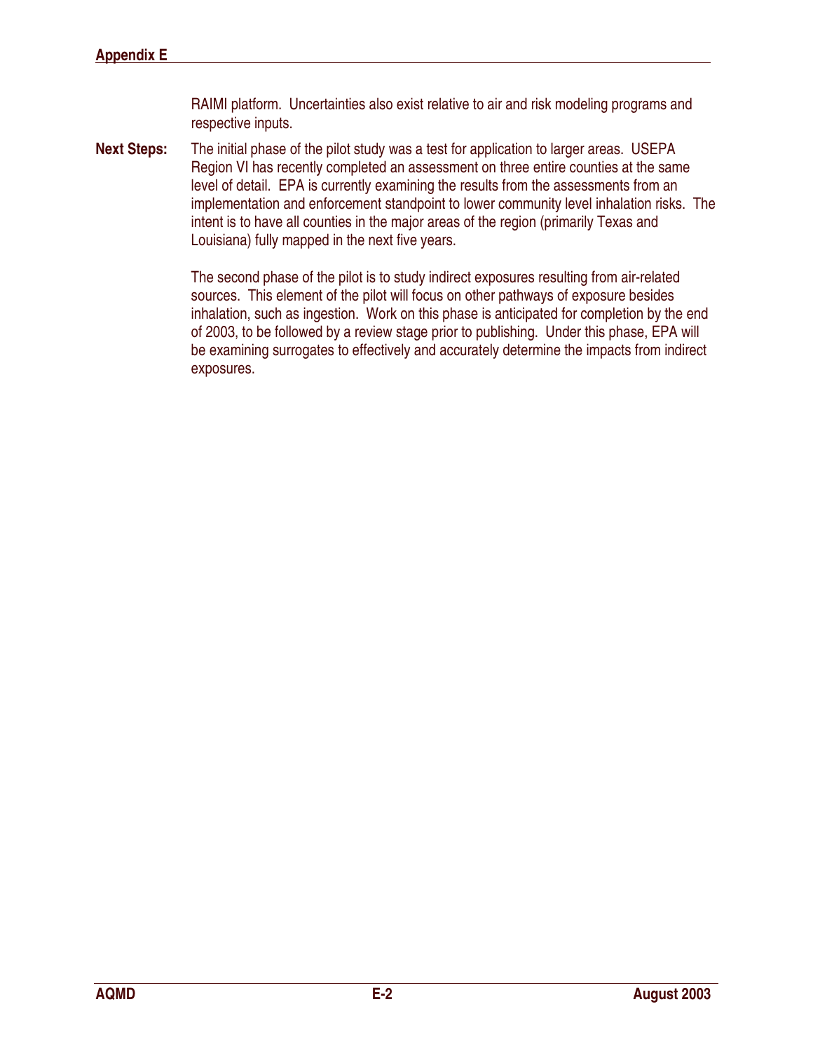RAIMI platform. Uncertainties also exist relative to air and risk modeling programs and respective inputs.

**Next Steps:** The initial phase of the pilot study was a test for application to larger areas. USEPA Region VI has recently completed an assessment on three entire counties at the same level of detail. EPA is currently examining the results from the assessments from an implementation and enforcement standpoint to lower community level inhalation risks. The intent is to have all counties in the major areas of the region (primarily Texas and Louisiana) fully mapped in the next five years.

The second phase of the pilot is to study indirect exposures resulting from air-related sources. This element of the pilot will focus on other pathways of exposure besides inhalation, such as ingestion. Work on this phase is anticipated for completion by the end of 2003, to be followed by a review stage prior to publishing. Under this phase, EPA will be examining surrogates to effectively and accurately determine the impacts from indirect exposures.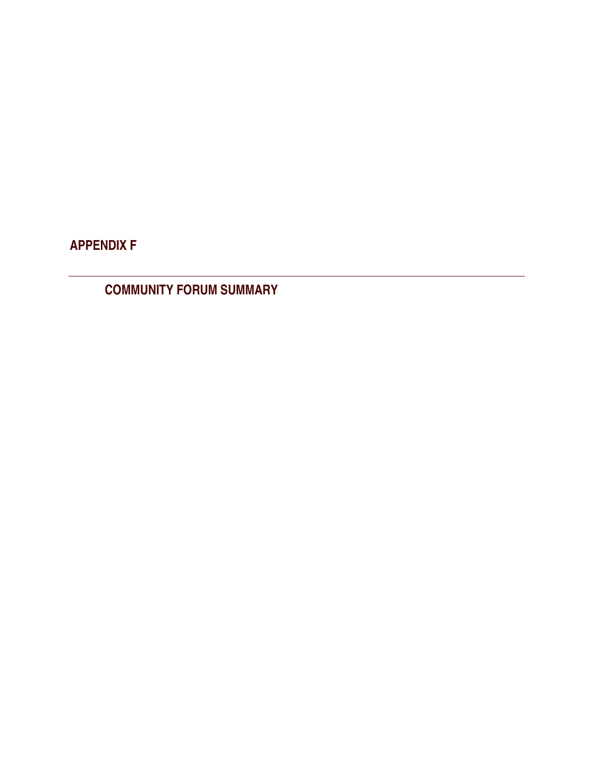# APPENDIX F

---

## COMMUNITY FORUM SUMMARY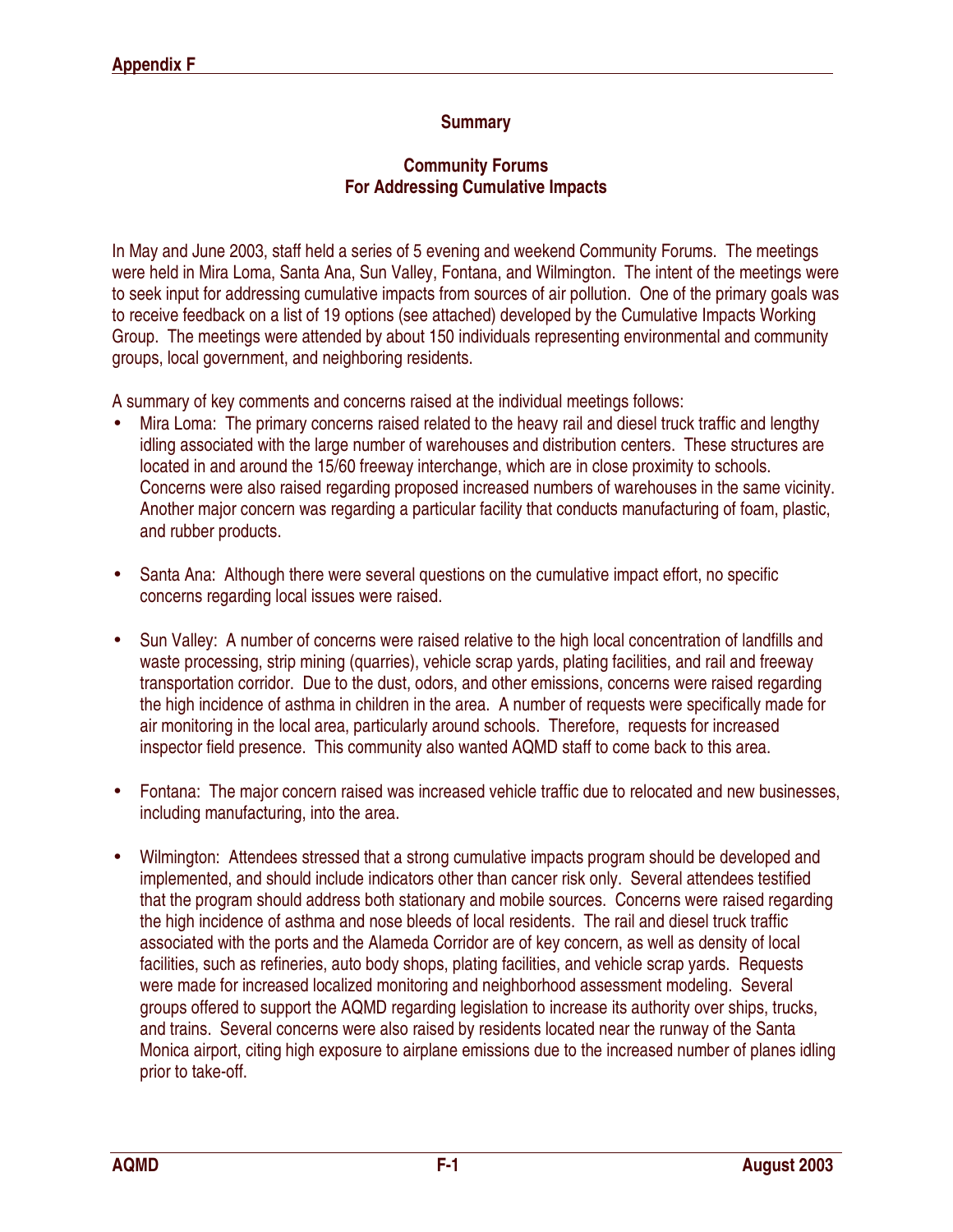## Summary

### Community Forums
### For Addressing Cumulative Impacts

In May and June 2003, staff held a series of 5 evening and weekend Community Forums. The meetings were held in Mira Loma, Santa Ana, Sun Valley, Fontana, and Wilmington. The intent of the meetings were to seek input for addressing cumulative impacts from sources of air pollution. One of the primary goals was to receive feedback on a list of 19 options (see attached) developed by the Cumulative Impacts Working Group. The meetings were attended by about 150 individuals representing environmental and community groups, local government, and neighboring residents.

A summary of key comments and concerns raised at the individual meetings follows:

- Mira Loma: The primary concerns raised related to the heavy rail and diesel truck traffic and lengthy idling associated with the large number of warehouses and distribution centers. These structures are located in and around the 15/60 freeway interchange, which are in close proximity to schools. Concerns were also raised regarding proposed increased numbers of warehouses in the same vicinity. Another major concern was regarding a particular facility that conducts manufacturing of foam, plastic, and rubber products.

- Santa Ana: Although there were several questions on the cumulative impact effort, no specific concerns regarding local issues were raised.

- Sun Valley: A number of concerns were raised relative to the high local concentration of landfills and waste processing, strip mining (quarries), vehicle scrap yards, plating facilities, and rail and freeway transportation corridor. Due to the dust, odors, and other emissions, concerns were raised regarding the high incidence of asthma in children in the area. A number of requests were specifically made for air monitoring in the local area, particularly around schools. Therefore, requests for increased inspector field presence. This community also wanted AQMD staff to come back to this area.

- Fontana: The major concern raised was increased vehicle traffic due to relocated and new businesses, including manufacturing, into the area.

- Wilmington: Attendees stressed that a strong cumulative impacts program should be developed and implemented, and should include indicators other than cancer risk only. Several attendees testified that the program should address both stationary and mobile sources. Concerns were raised regarding the high incidence of asthma and nose bleeds of local residents. The rail and diesel truck traffic associated with the ports and the Alameda Corridor are of key concern, as well as density of local facilities, such as refineries, auto body shops, plating facilities, and vehicle scrap yards. Requests were made for increased localized monitoring and neighborhood assessment modeling. Several groups offered to support the AQMD regarding legislation to increase its authority over ships, trucks, and trains. Several concerns were also raised by residents located near the runway of the Santa Monica airport, citing high exposure to airplane emissions due to the increased number of planes idling prior to take-off.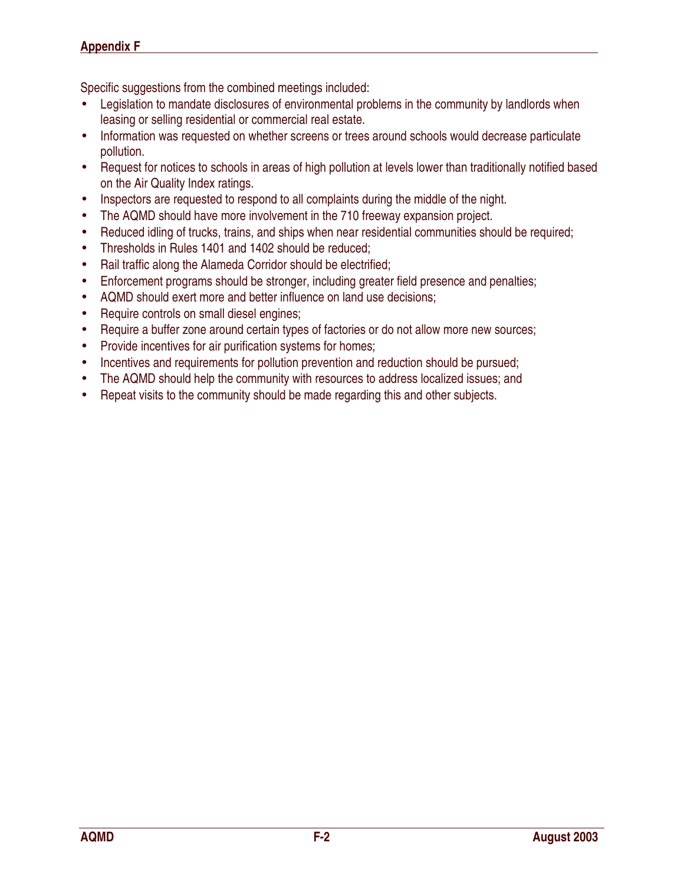Specific suggestions from the combined meetings included:

- Legislation to mandate disclosures of environmental problems in the community by landlords when leasing or selling residential or commercial real estate.
- Information was requested on whether screens or trees around schools would decrease particulate pollution.
- Request for notices to schools in areas of high pollution at levels lower than traditionally notified based on the Air Quality Index ratings.
- Inspectors are requested to respond to all complaints during the middle of the night.
- The AQMD should have more involvement in the 710 freeway expansion project.
- Reduced idling of trucks, trains, and ships when near residential communities should be required;
- Thresholds in Rules 1401 and 1402 should be reduced;
- Rail traffic along the Alameda Corridor should be electrified;
- Enforcement programs should be stronger, including greater field presence and penalties;
- AQMD should exert more and better influence on land use decisions;
- Require controls on small diesel engines;
- Require a buffer zone around certain types of factories or do not allow more new sources;
- Provide incentives for air purification systems for homes;
- Incentives and requirements for pollution prevention and reduction should be pursued;
- The AQMD should help the community with resources to address localized issues; and
- Repeat visits to the community should be made regarding this and other subjects.